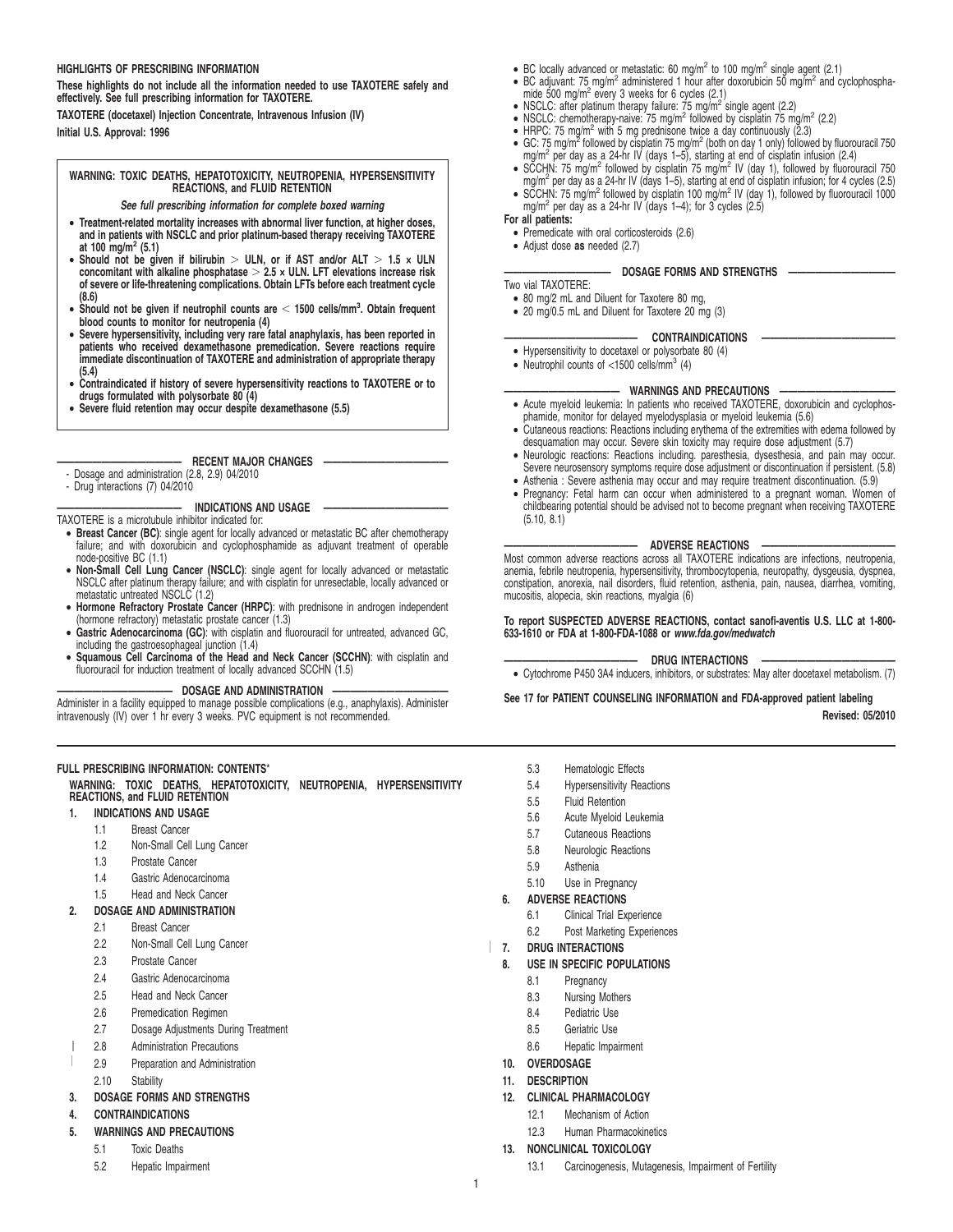**HIGHLIGHTS OF PRESCRIBING INFORMATION**

**These highlights do not include all the information needed to use TAXOTERE safely and effectively. See full prescribing information for TAXOTERE.**

**TAXOTERE (docetaxel) Injection Concentrate, Intravenous Infusion (IV)**

**Initial U.S. Approval: 1996**

**WARNING: TOXIC DEATHS, HEPATOTOXICITY, NEUTROPENIA, HYPERSENSITIVITY REACTIONS, and FLUID RETENTION**

***See full prescribing information for complete boxed warning***

- **Treatment-related mortality increases with abnormal liver function, at higher doses, and in patients with NSCLC and prior platinum-based therapy receiving TAXOTERE at 100 mg/m$^2$ (5.1)**
- **Should not be given if bilirubin > ULN, or if AST and/or ALT > 1.5 × ULN concomitant with alkaline phosphatase > 2.5 × ULN. LFT elevations increase risk of severe or life-threatening complications. Obtain LFTs before each treatment cycle (8.6)**
- **Should not be given if neutrophil counts are < 1500 cells/mm$^3$. Obtain frequent blood counts to monitor for neutropenia (4)**
- **Severe hypersensitivity, including very rare fatal anaphylaxis, has been reported in patients who received dexamethasone premedication. Severe reactions require immediate discontinuation of TAXOTERE and administration of appropriate therapy (5.4)**
- **Contraindicated if history of severe hypersensitivity reactions to TAXOTERE or to drugs formulated with polysorbate 80 (4)**
- **Severe fluid retention may occur despite dexamethasone (5.5)**

**RECENT MAJOR CHANGES**

- Dosage and administration (2.8, 2.9) 04/2010
- Drug interactions (7) 04/2010

**INDICATIONS AND USAGE**

TAXOTERE is a microtubule inhibitor indicated for:

- **Breast Cancer (BC)**: single agent for locally advanced or metastatic BC after chemotherapy failure; and with doxorubicin and cyclophosphamide as adjuvant treatment of operable node-positive BC (1.1)
- **Non-Small Cell Lung Cancer (NSCLC)**: single agent for locally advanced or metastatic NSCLC after platinum therapy failure; and with cisplatin for unresectable, locally advanced or metastatic untreated NSCLC (1.2)
- **Hormone Refractory Prostate Cancer (HRPC)**: with prednisone in androgen independent (hormone refractory) metastatic prostate cancer (1.3)
- **Gastric Adenocarcinoma (GC)**: with cisplatin and fluorouracil for untreated, advanced GC, including the gastroesophageal junction (1.4)
- **Squamous Cell Carcinoma of the Head and Neck Cancer (SCCHN)**: with cisplatin and fluorouracil for induction treatment of locally advanced SCCHN (1.5)

**DOSAGE AND ADMINISTRATION**

Administer in a facility equipped to manage possible complications (e.g., anaphylaxis). Administer intravenously (IV) over 1 hr every 3 weeks. PVC equipment is not recommended.

- BC locally advanced or metastatic: 60 mg/m$^2$ to 100 mg/m$^2$ single agent (2.1)
- BC adjuvant: 75 mg/m$^2$ administered 1 hour after doxorubicin 50 mg/m$^2$ and cyclophosphamide 500 mg/m$^2$ every 3 weeks for 6 cycles (2.1)
- NSCLC: after platinum therapy failure: 75 mg/m$^2$ single agent (2.2)
- NSCLC: chemotherapy-naive: 75 mg/m$^2$ followed by cisplatin 75 mg/m$^2$ (2.2)
- HRPC: 75 mg/m$^2$ with 5 mg prednisone twice a day continuously (2.3)
- GC: 75 mg/m$^2$ followed by cisplatin 75 mg/m$^2$ (both on day 1 only) followed by fluorouracil 750 mg/m$^2$ per day as a 24-hr IV (days 1–5), starting at end of cisplatin infusion (2.4)
- SCCHN: 75 mg/m$^2$ followed by cisplatin 75 mg/m$^2$ IV (day 1), followed by fluorouracil 750 mg/m$^2$ per day as a 24-hr IV (days 1–5), starting at end of cisplatin infusion; for 4 cycles (2.5)
- SCCHN: 75 mg/m$^2$ followed by cisplatin 100 mg/m$^2$ IV (day 1), followed by fluorouracil 1000 mg/m$^2$ per day as a 24-hr IV (days 1–4); for 3 cycles (2.5)

**For all patients:**

- Premedicate with oral corticosteroids (2.6)
- Adjust dose **as** needed (2.7)

**DOSAGE FORMS AND STRENGTHS**

Two vial TAXOTERE:

- 80 mg/2 mL and Diluent for Taxotere 80 mg,
- 20 mg/0.5 mL and Diluent for Taxotere 20 mg (3)

**CONTRAINDICATIONS**

- Hypersensitivity to docetaxel or polysorbate 80 (4)
- Neutrophil counts of <1500 cells/mm$^3$ (4)

**WARNINGS AND PRECAUTIONS**

- Acute myeloid leukemia: In patients who received TAXOTERE, doxorubicin and cyclophosphamide, monitor for delayed myelodysplasia or myeloid leukemia (5.6)
- Cutaneous reactions: Reactions including erythema of the extremities with edema followed by desquamation may occur. Severe skin toxicity may require dose adjustment (5.7)
- Neurologic reactions: Reactions including. paresthesia, dysesthesia, and pain may occur. Severe neurosensory symptoms require dose adjustment or discontinuation if persistent. (5.8)
- Asthenia : Severe asthenia may occur and may require treatment discontinuation. (5.9)
- Pregnancy: Fetal harm can occur when administered to a pregnant woman. Women of childbearing potential should be advised not to become pregnant when receiving TAXOTERE (5.10, 8.1)

**ADVERSE REACTIONS**

Most common adverse reactions across all TAXOTERE indications are infections, neutropenia, anemia, febrile neutropenia, hypersensitivity, thrombocytopenia, neuropathy, dysgeusia, dyspnea, constipation, anorexia, nail disorders, fluid retention, asthenia, pain, nausea, diarrhea, vomiting, mucositis, alopecia, skin reactions, myalgia (6)

**To report SUSPECTED ADVERSE REACTIONS, contact sanofi-aventis U.S. LLC at 1-800-633-1610 or FDA at 1-800-FDA-1088 or *www.fda.gov/medwatch***

**DRUG INTERACTIONS**

- Cytochrome P450 3A4 inducers, inhibitors, or substrates: May alter docetaxel metabolism. (7)

**See 17 for PATIENT COUNSELING INFORMATION and FDA-approved patient labeling**

**Revised: 05/2010**

**FULL PRESCRIBING INFORMATION: CONTENTS***

**WARNING: TOXIC DEATHS, HEPATOTOXICITY, NEUTROPENIA, HYPERSENSITIVITY REACTIONS, and FLUID RETENTION**

**1. INDICATIONS AND USAGE**
- 1.1 Breast Cancer
- 1.2 Non-Small Cell Lung Cancer
- 1.3 Prostate Cancer
- 1.4 Gastric Adenocarcinoma
- 1.5 Head and Neck Cancer

**2. DOSAGE AND ADMINISTRATION**
- 2.1 Breast Cancer
- 2.2 Non-Small Cell Lung Cancer
- 2.3 Prostate Cancer
- 2.4 Gastric Adenocarcinoma
- 2.5 Head and Neck Cancer
- 2.6 Premedication Regimen
- 2.7 Dosage Adjustments During Treatment
- 2.8 Administration Precautions
- 2.9 Preparation and Administration
- 2.10 Stability

**3. DOSAGE FORMS AND STRENGTHS**

**4. CONTRAINDICATIONS**

**5. WARNINGS AND PRECAUTIONS**
- 5.1 Toxic Deaths
- 5.2 Hepatic Impairment
- 5.3 Hematologic Effects
- 5.4 Hypersensitivity Reactions
- 5.5 Fluid Retention
- 5.6 Acute Myeloid Leukemia
- 5.7 Cutaneous Reactions
- 5.8 Neurologic Reactions
- 5.9 Asthenia
- 5.10 Use in Pregnancy

**6. ADVERSE REACTIONS**
- 6.1 Clinical Trial Experience
- 6.2 Post Marketing Experiences

**7. DRUG INTERACTIONS**

**8. USE IN SPECIFIC POPULATIONS**
- 8.1 Pregnancy
- 8.3 Nursing Mothers
- 8.4 Pediatric Use
- 8.5 Geriatric Use
- 8.6 Hepatic Impairment

**10. OVERDOSAGE**

**11. DESCRIPTION**

**12. CLINICAL PHARMACOLOGY**
- 12.1 Mechanism of Action
- 12.3 Human Pharmacokinetics

**13. NONCLINICAL TOXICOLOGY**
- 13.1 Carcinogenesis, Mutagenesis, Impairment of Fertility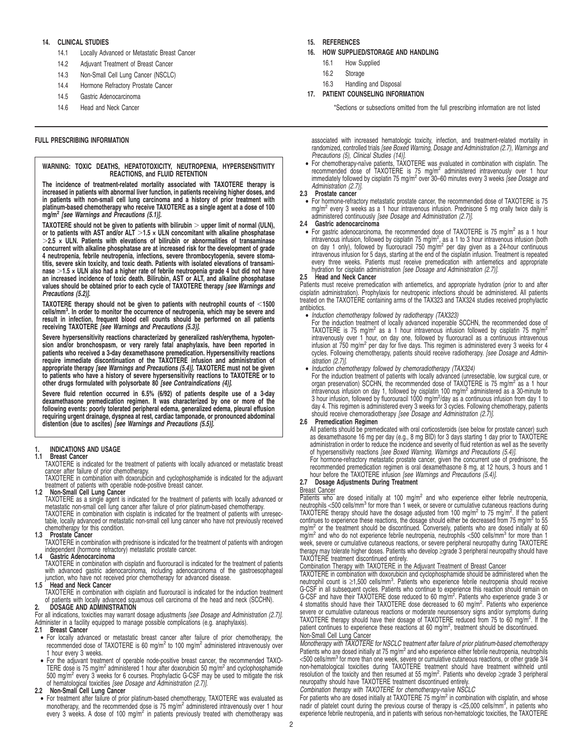14. **CLINICAL STUDIES**
   - 14.1 Locally Advanced or Metastatic Breast Cancer
   - 14.2 Adjuvant Treatment of Breast Cancer
   - 14.3 Non-Small Cell Lung Cancer (NSCLC)
   - 14.4 Hormone Refractory Prostate Cancer
   - 14.5 Gastric Adenocarcinoma
   - 14.6 Head and Neck Cancer

15. **REFERENCES**

16. **HOW SUPPLIED/STORAGE AND HANDLING**
   - 16.1 How Supplied
   - 16.2 Storage
   - 16.3 Handling and Disposal

17. **PATIENT COUNSELING INFORMATION**

*Sections or subsections omitted from the full prescribing information are not listed

---

## FULL PRESCRIBING INFORMATION

**WARNING: TOXIC DEATHS, HEPATOTOXICITY, NEUTROPENIA, HYPERSENSITIVITY REACTIONS, and FLUID RETENTION**

**The incidence of treatment-related mortality associated with TAXOTERE therapy is increased in patients with abnormal liver function, in patients receiving higher doses, and in patients with non-small cell lung carcinoma and a history of prior treatment with platinum-based chemotherapy who receive TAXOTERE as a single agent at a dose of 100 mg/m² *[see Warnings and Precautions (5.1)]*.**

**TAXOTERE should not be given to patients with bilirubin > upper limit of normal (ULN), or to patients with AST and/or ALT >1.5 × ULN concomitant with alkaline phosphatase >2.5 × ULN. Patients with elevations of bilirubin or abnormalities of transaminase concurrent with alkaline phosphatase are at increased risk for the development of grade 4 neutropenia, febrile neutropenia, infections, severe thrombocytopenia, severe stomatitis, severe skin toxicity, and toxic death. Patients with isolated elevations of transaminase >1.5 × ULN also had a higher rate of febrile neutropenia grade 4 but did not have an increased incidence of toxic death. Bilirubin, AST or ALT, and alkaline phosphatase values should be obtained prior to each cycle of TAXOTERE therapy *[see Warnings and Precautions (5.2)]*.**

**TAXOTERE therapy should not be given to patients with neutrophil counts of <1500 cells/mm³. In order to monitor the occurrence of neutropenia, which may be severe and result in infection, frequent blood cell counts should be performed on all patients receiving TAXOTERE *[see Warnings and Precautions (5.3)]*.**

**Severe hypersensitivity reactions characterized by generalized rash/erythema, hypotension and/or bronchospasm, or very rarely fatal anaphylaxis, have been reported in patients who received a 3-day dexamethasone premedication. Hypersensitivity reactions require immediate discontinuation of the TAXOTERE infusion and administration of appropriate therapy *[see Warnings and Precautions (5.4)]*. TAXOTERE must not be given to patients who have a history of severe hypersensitivity reactions to TAXOTERE or to other drugs formulated with polysorbate 80 *[see Contraindications (4)]*.**

**Severe fluid retention occurred in 6.5% (6/92) of patients despite use of a 3-day dexamethasone premedication regimen. It was characterized by one or more of the following events: poorly tolerated peripheral edema, generalized edema, pleural effusion requiring urgent drainage, dyspnea at rest, cardiac tamponade, or pronounced abdominal distention (due to ascites) *[see Warnings and Precautions (5.5)]*.**

## 1. INDICATIONS AND USAGE

### 1.1 Breast Cancer

TAXOTERE is indicated for the treatment of patients with locally advanced or metastatic breast cancer after failure of prior chemotherapy.

TAXOTERE in combination with doxorubicin and cyclophosphamide is indicated for the adjuvant treatment of patients with operable node-positive breast cancer.

### 1.2 Non-Small Cell Lung Cancer

TAXOTERE as a single agent is indicated for the treatment of patients with locally advanced or metastatic non-small cell lung cancer after failure of prior platinum-based chemotherapy.

TAXOTERE in combination with cisplatin is indicated for the treatment of patients with unresectable, locally advanced or metastatic non-small cell lung cancer who have not previously received chemotherapy for this condition.

### 1.3 Prostate Cancer

TAXOTERE in combination with prednisone is indicated for the treatment of patients with androgen independent (hormone refractory) metastatic prostate cancer.

### 1.4 Gastric Adenocarcinoma

TAXOTERE in combination with cisplatin and fluorouracil is indicated for the treatment of patients with advanced gastric adenocarcinoma, including adenocarcinoma of the gastroesophageal junction, who have not received prior chemotherapy for advanced disease.

### 1.5 Head and Neck Cancer

TAXOTERE in combination with cisplatin and fluorouracil is indicated for the induction treatment of patients with locally advanced squamous cell carcinoma of the head and neck (SCCHN).

## 2. DOSAGE AND ADMINISTRATION

For all indications, toxicities may warrant dosage adjustments *[see Dosage and Administration (2.7)]*. Administer in a facility equipped to manage possible complications (e.g. anaphylaxis).

### 2.1 Breast Cancer

- For locally advanced or metastatic breast cancer after failure of prior chemotherapy, the recommended dose of TAXOTERE is 60 mg/m² to 100 mg/m² administered intravenously over 1 hour every 3 weeks.
- For the adjuvant treatment of operable node-positive breast cancer, the recommended TAXOTERE dose is 75 mg/m² administered 1 hour after doxorubicin 50 mg/m² and cyclophosphamide 500 mg/m² every 3 weeks for 6 courses. Prophylactic G-CSF may be used to mitigate the risk of hematological toxicities *[see Dosage and Administration (2.7)]*.

### 2.2 Non-Small Cell Lung Cancer

- For treatment after failure of prior platinum-based chemotherapy, TAXOTERE was evaluated as monotherapy, and the recommended dose is 75 mg/m² administered intravenously over 1 hour every 3 weeks. A dose of 100 mg/m² in patients previously treated with chemotherapy was associated with increased hematologic toxicity, infection, and treatment-related mortality in randomized, controlled trials *[see Boxed Warning, Dosage and Administration (2.7), Warnings and Precautions (5), Clinical Studies (14)]*.
- For chemotherapy-naïve patients, TAXOTERE was evaluated in combination with cisplatin. The recommended dose of TAXOTERE is 75 mg/m² administered intravenously over 1 hour immediately followed by cisplatin 75 mg/m² over 30–60 minutes every 3 weeks *[see Dosage and Administration (2.7)]*.

### 2.3 Prostate cancer

- For hormone-refractory metastatic prostate cancer, the recommended dose of TAXOTERE is 75 mg/m² every 3 weeks as a 1 hour intravenous infusion. Prednisone 5 mg orally twice daily is administered continuously *[see Dosage and Administration (2.7)]*.

### 2.4 Gastric adenocarcinoma

- For gastric adenocarcinoma, the recommended dose of TAXOTERE is 75 mg/m² as a 1 hour intravenous infusion, followed by cisplatin 75 mg/m², as a 1 to 3 hour intravenous infusion (both on day 1 only), followed by fluorouracil 750 mg/m² per day given as a 24-hour continuous intravenous infusion for 5 days, starting at the end of the cisplatin infusion. Treatment is repeated every three weeks. Patients must receive premedication with antiemetics and appropriate hydration for cisplatin administration *[see Dosage and Administration (2.7)]*.

### 2.5 Head and Neck Cancer

Patients must receive premedication with antiemetics, and appropriate hydration (prior to and after cisplatin administration). Prophylaxis for neutropenic infections should be administered. All patients treated on the TAXOTERE containing arms of the TAX323 and TAX324 studies received prophylactic antibiotics.

- *Induction chemotherapy followed by radiotherapy (TAX323)*
  For the induction treatment of locally advanced inoperable SCCHN, the recommended dose of TAXOTERE is 75 mg/m² as a 1 hour intravenous infusion followed by cisplatin 75 mg/m² intravenously over 1 hour, on day one, followed by fluorouracil as a continuous intravenous infusion at 750 mg/m² per day for five days. This regimen is administered every 3 weeks for 4 cycles. Following chemotherapy, patients should receive radiotherapy. *[see Dosage and Administration (2.7)]*.
- *Induction chemotherapy followed by chemoradiotherapy (TAX324)*
  For the induction treatment of patients with locally advanced (unresectable, low surgical cure, or organ preservation) SCCHN, the recommended dose of TAXOTERE is 75 mg/m² as a 1 hour intravenous infusion on day 1, followed by cisplatin 100 mg/m² administered as a 30-minute to 3 hour infusion, followed by fluorouracil 1000 mg/m²/day as a continuous infusion from day 1 to day 4. This regimen is administered every 3 weeks for 3 cycles. Following chemotherapy, patients should receive chemoradiotherapy *[see Dosage and Administration (2.7)]*.

### 2.6 Premedication Regimen

All patients should be premedicated with oral corticosteroids (see below for prostate cancer) such as dexamethasone 16 mg per day (e.g., 8 mg BID) for 3 days starting 1 day prior to TAXOTERE administration in order to reduce the incidence and severity of fluid retention as well as the severity of hypersensitivity reactions *[see Boxed Warning, Warnings and Precautions (5.4)]*.

For hormone-refractory metastatic prostate cancer, given the concurrent use of prednisone, the recommended premedication regimen is oral dexamethasone 8 mg, at 12 hours, 3 hours and 1 hour before the TAXOTERE infusion *[see Warnings and Precautions (5.4)]*.

### 2.7 Dosage Adjustments During Treatment

Breast Cancer

Patients who are dosed initially at 100 mg/m² and who experience either febrile neutropenia, neutrophils <500 cells/mm³ for more than 1 week, or severe or cumulative cutaneous reactions during TAXOTERE therapy should have the dosage adjusted from 100 mg/m² to 75 mg/m². If the patient continues to experience these reactions, the dosage should either be decreased from 75 mg/m² to 55 mg/m² or the treatment should be discontinued. Conversely, patients who are dosed initially at 60 mg/m² and who do not experience febrile neutropenia, neutrophils <500 cells/mm³ for more than 1 week, severe or cumulative cutaneous reactions, or severe peripheral neuropathy during TAXOTERE therapy may tolerate higher doses. Patients who develop ≥grade 3 peripheral neuropathy should have TAXOTERE treatment discontinued entirely.

Combination Therapy with TAXOTERE in the Adjuvant Treatment of Breast Cancer

TAXOTERE in combination with doxorubicin and cyclophosphamide should be administered when the neutrophil count is ≥1,500 cells/mm³. Patients who experience febrile neutropenia should receive G-CSF in all subsequent cycles. Patients who continue to experience this reaction should remain on G-CSF and have their TAXOTERE dose reduced to 60 mg/m². Patients who experience grade 3 or 4 stomatitis should have their TAXOTERE dose decreased to 60 mg/m². Patients who experience severe or cumulative cutaneous reactions or moderate neurosensory signs and/or symptoms during TAXOTERE therapy should have their dosage of TAXOTERE reduced from 75 to 60 mg/m². If the patient continues to experience these reactions at 60 mg/m², treatment should be discontinued.

Non-Small Cell Lung Cancer

*Monotherapy with TAXOTERE for NSCLC treatment after failure of prior platinum-based chemotherapy*

Patients who are dosed initially at 75 mg/m² and who experience either febrile neutropenia, neutrophils <500 cells/mm³ for more than one week, severe or cumulative cutaneous reactions, or other grade 3/4 non-hematological toxicities during TAXOTERE treatment should have treatment withheld until resolution of the toxicity and then resumed at 55 mg/m². Patients who develop ≥grade 3 peripheral neuropathy should have TAXOTERE treatment discontinued entirely.

*Combination therapy with TAXOTERE for chemotherapy-naïve NSCLC*

For patients who are dosed initially at TAXOTERE 75 mg/m² in combination with cisplatin, and whose nadir of platelet count during the previous course of therapy is <25,000 cells/mm³, in patients who experience febrile neutropenia, and in patients with serious non-hematologic toxicities, the TAXOTERE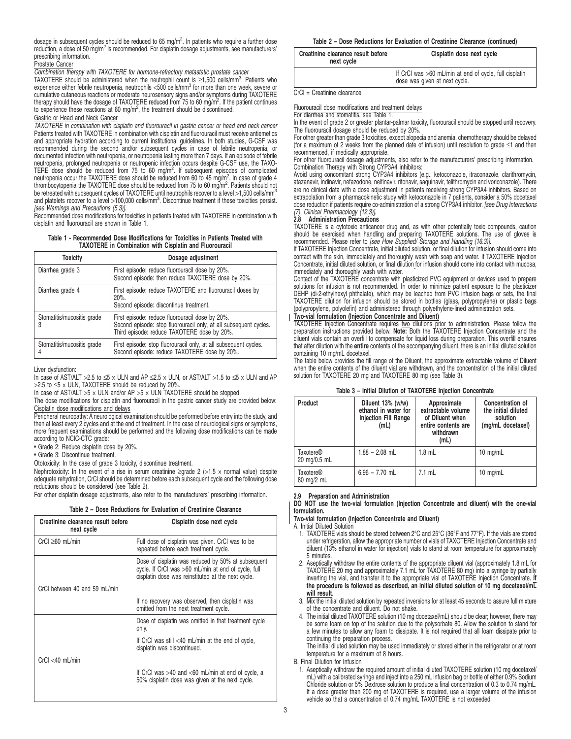dosage in subsequent cycles should be reduced to 65 mg/m$^2$. In patients who require a further dose reduction, a dose of 50 mg/m$^2$ is recommended. For cisplatin dosage adjustments, see manufacturers' prescribing information.

Prostate Cancer

*Combination therapy with TAXOTERE for hormone-refractory metastatic prostate cancer*

TAXOTERE should be administered when the neutrophil count is ≥1,500 cells/mm$^3$. Patients who experience either febrile neutropenia, neutrophils <500 cells/mm$^3$ for more than one week, severe or cumulative cutaneous reactions or moderate neurosensory signs and/or symptoms during TAXOTERE therapy should have the dosage of TAXOTERE reduced from 75 to 60 mg/m$^2$. If the patient continues to experience these reactions at 60 mg/m$^2$, the treatment should be discontinued.

Gastric or Head and Neck Cancer

*TAXOTERE in combination with cisplatin and fluorouracil in gastric cancer or head and neck cancer*

Patients treated with TAXOTERE in combination with cisplatin and fluorouracil must receive antiemetics and appropriate hydration according to current institutional guidelines. In both studies, G-CSF was recommended during the second and/or subsequent cycles in case of febrile neutropenia, or documented infection with neutropenia, or neutropenia lasting more than 7 days. If an episode of febrile neutropenia, prolonged neutropenia or neutropenic infection occurs despite G-CSF use, the TAXOTERE dose should be reduced from 75 to 60 mg/m$^2$. If subsequent episodes of complicated neutropenia occur the TAXOTERE dose should be reduced from 60 to 45 mg/m$^2$. In case of grade 4 thrombocytopenia the TAXOTERE dose should be reduced from 75 to 60 mg/m$^2$. Patients should not be retreated with subsequent cycles of TAXOTERE until neutrophils recover to a level >1,500 cells/mm$^3$ and platelets recover to a level >100,000 cells/mm$^3$. Discontinue treatment if these toxicities persist. *[see Warnings and Precautions (5.3)].*

Recommended dose modifications for toxicities in patients treated with TAXOTERE in combination with cisplatin and fluorouracil are shown in Table 1.

**Table 1 - Recommended Dose Modifications for Toxicities in Patients Treated with TAXOTERE in Combination with Cisplatin and Fluorouracil**

| Toxicity | Dosage adjustment |
|---|---|
| Diarrhea grade 3 | First episode: reduce fluorouracil dose by 20%.<br>Second episode: then reduce TAXOTERE dose by 20%. |
| Diarrhea grade 4 | First episode: reduce TAXOTERE and fluorouracil doses by 20%.<br>Second episode: discontinue treatment. |
| Stomatitis/mucositis grade 3 | First episode: reduce fluorouracil dose by 20%.<br>Second episode: stop fluorouracil only, at all subsequent cycles.<br>Third episode: reduce TAXOTERE dose by 20%. |
| Stomatitis/mucositis grade 4 | First episode: stop fluorouracil only, at all subsequent cycles.<br>Second episode: reduce TAXOTERE dose by 20%. |

Liver dysfunction:

In case of AST/ALT >2.5 to ≤5 × ULN and AP ≤2.5 × ULN, or AST/ALT >1.5 to ≤5 × ULN and AP >2.5 to ≤5 × ULN, TAXOTERE should be reduced by 20%.

In case of AST/ALT >5 × ULN and/or AP >5 × ULN TAXOTERE should be stopped.

The dose modifications for cisplatin and fluorouracil in the gastric cancer study are provided below:

Cisplatin dose modifications and delays

Peripheral neuropathy: A neurological examination should be performed before entry into the study, and then at least every 2 cycles and at the end of treatment. In the case of neurological signs or symptoms, more frequent examinations should be performed and the following dose modifications can be made according to NCIC-CTC grade:

- Grade 2: Reduce cisplatin dose by 20%.
- Grade 3: Discontinue treatment.

Ototoxicity: In the case of grade 3 toxicity, discontinue treatment.

Nephrotoxicity: In the event of a rise in serum creatinine ≥grade 2 (>1.5 × normal value) despite adequate rehydration, CrCl should be determined before each subsequent cycle and the following dose reductions should be considered (see Table 2).

For other cisplatin dosage adjustments, also refer to the manufacturers' prescribing information.

**Table 2 – Dose Reductions for Evaluation of Creatinine Clearance**

| Creatinine clearance result before next cycle | Cisplatin dose next cycle |
|---|---|
| CrCl ≥60 mL/min | Full dose of cisplatin was given. CrCl was to be repeated before each treatment cycle. |
| CrCl between 40 and 59 mL/min | Dose of cisplatin was reduced by 50% at subsequent cycle. If CrCl was >60 mL/min at end of cycle, full cisplatin dose was reinstituted at the next cycle.<br><br>If no recovery was observed, then cisplatin was omitted from the next treatment cycle. |
| CrCl <40 mL/min | Dose of cisplatin was omitted in that treatment cycle only.<br><br>If CrCl was still <40 mL/min at the end of cycle, cisplatin was discontinued.<br><br>If CrCl was >40 and <60 mL/min at end of cycle, a 50% cisplatin dose was given at the next cycle.<br><br>If CrCl was >60 mL/min at end of cycle, full cisplatin dose was given at next cycle. |

CrCl = Creatinine clearance

Fluorouracil dose modifications and treatment delays

For diarrhea and stomatitis, see Table 1.

In the event of grade 2 or greater plantar-palmar toxicity, fluorouracil should be stopped until recovery. The fluorouracil dosage should be reduced by 20%.

For other greater than grade 3 toxicities, except alopecia and anemia, chemotherapy should be delayed (for a maximum of 2 weeks from the planned date of infusion) until resolution to grade ≤1 and then recommenced, if medically appropriate.

For other fluorouracil dosage adjustments, also refer to the manufacturers' prescribing information.

Combination Therapy with Strong CYP3A4 inhibitors:

Avoid using concomitant strong CYP3A4 inhibitors (e.g., ketoconazole, itraconazole, clarithromycin, atazanavir, indinavir, nefazodone, nelfinavir, ritonavir, saquinavir, telithromycin and voriconazole). There are no clinical data with a dose adjustment in patients receiving strong CYP3A4 inhibitors. Based on extrapolation from a pharmacokinetic study with ketoconazole in 7 patients, consider a 50% docetaxel dose reduction if patients require co-administration of a strong CYP3A4 inhibitor. *[see Drug Interactions (7), Clinical Pharmacology (12.3)].*

### 2.8 Administration Precautions

TAXOTERE is a cytotoxic anticancer drug and, as with other potentially toxic compounds, caution should be exercised when handling and preparing TAXOTERE solutions. The use of gloves is recommended. Please refer to *[see How Supplied/ Storage and Handling (16.3)].*

If TAXOTERE Injection Concentrate, initial diluted solution, or final dilution for infusion should come into contact with the skin, immediately and thoroughly wash with soap and water. If TAXOTERE Injection Concentrate, initial diluted solution, or final dilution for infusion should come into contact with mucosa, immediately and thoroughly wash with water.

Contact of the TAXOTERE concentrate with plasticized PVC equipment or devices used to prepare solutions for infusion is not recommended. In order to minimize patient exposure to the plasticizer DEHP (di-2-ethylhexyl phthalate), which may be leached from PVC infusion bags or sets, the final TAXOTERE dilution for infusion should be stored in bottles (glass, polypropylene) or plastic bags (polypropylene, polyolefin) and administered through polyethylene-lined administration sets.

**Two-vial formulation (Injection Concentrate and Diluent)**

TAXOTERE Injection Concentrate requires two dilutions prior to administration. Please follow the preparation instructions provided below. **Note:** Both the TAXOTERE Injection Concentrate and the diluent vials contain an overfill to compensate for liquid loss during preparation. This overfill ensures that after dilution with the **entire** contents of the accompanying diluent, there is an initial diluted solution containing 10 mg/mL docetaxel.

The table below provides the fill range of the Diluent, the approximate extractable volume of Diluent when the entire contents of the diluent vial are withdrawn, and the concentration of the initial diluted solution for TAXOTERE 20 mg and TAXOTERE 80 mg (see Table 3).

**Table 3 – Initial Dilution of TAXOTERE Injection Concentrate**

| Product | Diluent 13% (w/w) ethanol in water for injection Fill Range (mL) | Approximate extractable volume of Diluent when entire contents are withdrawn (mL) | Concentration of the initial diluted solution (mg/mL docetaxel) |
|---|---|---|---|
| Taxotere® 20 mg/0.5 mL | 1.88 – 2.08 mL | 1.8 mL | 10 mg/mL |
| Taxotere® 80 mg/2 mL | 6.96 – 7.70 mL | 7.1 mL | 10 mg/mL |

### 2.9 Preparation and Administration

**DO NOT use the two-vial formulation (Injection Concentrate and diluent) with the one-vial formulation.**

**Two-vial formulation (Injection Concentrate and Diluent)**

A. Initial Diluted Solution

1. TAXOTERE vials should be stored between 2°C and 25°C (36°F and 77°F). If the vials are stored under refrigeration, allow the appropriate number of vials of TAXOTERE Injection Concentrate and diluent (13% ethanol in water for injection) vials to stand at room temperature for approximately 5 minutes.
2. Aseptically withdraw the entire contents of the appropriate diluent vial (approximately 1.8 mL for TAXOTERE 20 mg and approximately 7.1 mL for TAXOTERE 80 mg) into a syringe by partially inverting the vial, and transfer it to the appropriate vial of TAXOTERE Injection Concentrate. **If the procedure is followed as described, an initial diluted solution of 10 mg docetaxel/mL will result**.
3. Mix the initial diluted solution by repeated inversions for at least 45 seconds to assure full mixture of the concentrate and diluent. Do not shake.
4. The initial diluted TAXOTERE solution (10 mg docetaxel/mL) should be clear; however, there may be some foam on top of the solution due to the polysorbate 80. Allow the solution to stand for a few minutes to allow any foam to dissipate. It is not required that all foam dissipate prior to continuing the preparation process.

   The initial diluted solution may be used immediately or stored either in the refrigerator or at room temperature for a maximum of 8 hours.

B. Final Dilution for Infusion

1. Aseptically withdraw the required amount of initial diluted TAXOTERE solution (10 mg docetaxel/mL) with a calibrated syringe and inject into a 250 mL infusion bag or bottle of either 0.9% Sodium Chloride solution or 5% Dextrose solution to produce a final concentration of 0.3 to 0.74 mg/mL. If a dose greater than 200 mg of TAXOTERE is required, use a larger volume of the infusion vehicle so that a concentration of 0.74 mg/mL TAXOTERE is not exceeded.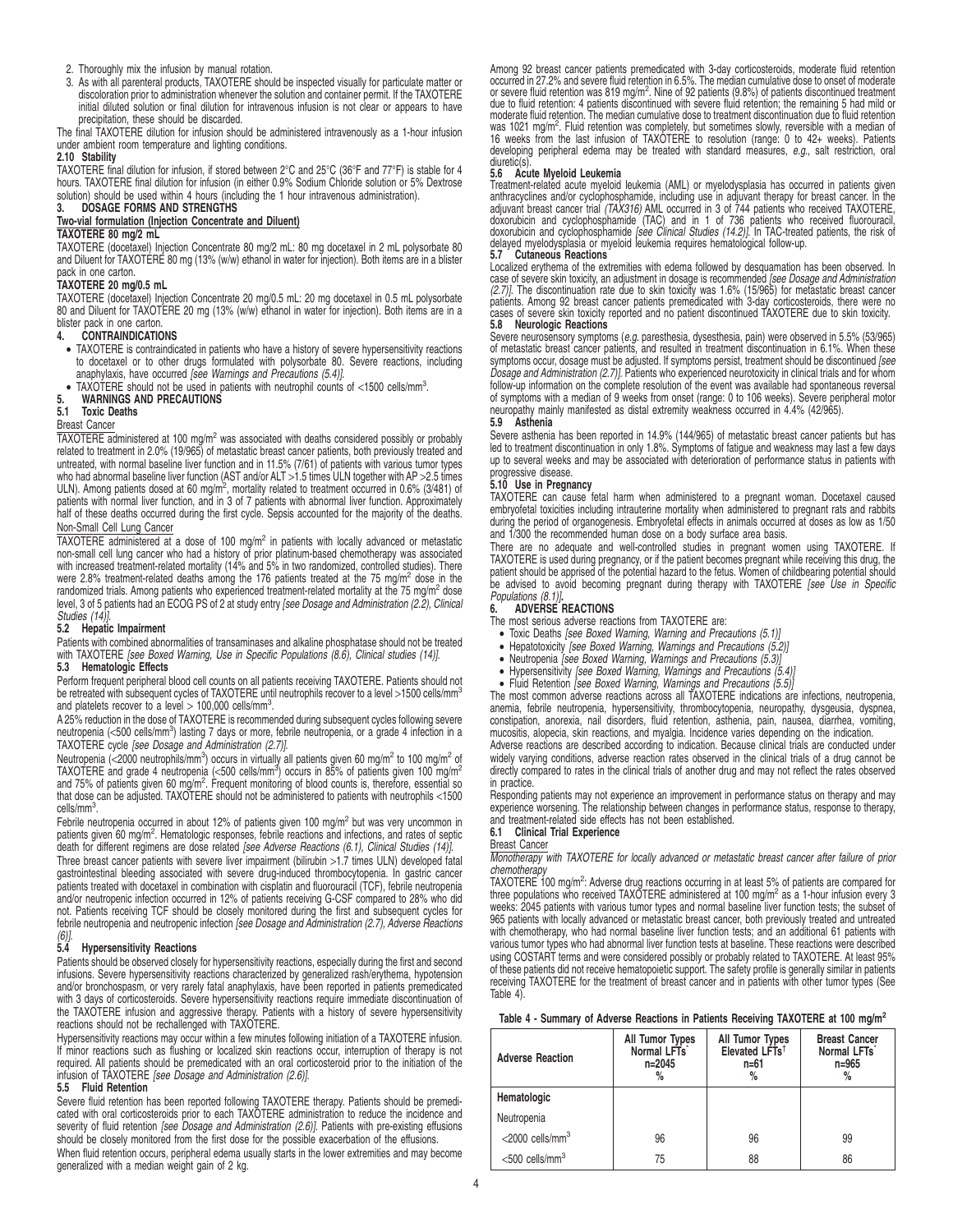2. Thoroughly mix the infusion by manual rotation.
3. As with all parenteral products, TAXOTERE should be inspected visually for particulate matter or discoloration prior to administration whenever the solution and container permit. If the TAXOTERE initial diluted solution or final dilution for intravenous infusion is not clear or appears to have precipitation, these should be discarded.

The final TAXOTERE dilution for infusion should be administered intravenously as a 1-hour infusion under ambient room temperature and lighting conditions.

**2.10 Stability**

TAXOTERE final dilution for infusion, if stored between 2°C and 25°C (36°F and 77°F) is stable for 4 hours. TAXOTERE final dilution for infusion (in either 0.9% Sodium Chloride solution or 5% Dextrose solution) should be used within 4 hours (including the 1 hour intravenous administration).

## 3. DOSAGE FORMS AND STRENGTHS

**Two-vial formulation (Injection Concentrate and Diluent)**

**TAXOTERE 80 mg/2 mL**

TAXOTERE (docetaxel) Injection Concentrate 80 mg/2 mL: 80 mg docetaxel in 2 mL polysorbate 80 and Diluent for TAXOTERE 80 mg (13% (w/w) ethanol in water for injection). Both items are in a blister pack in one carton.

**TAXOTERE 20 mg/0.5 mL**

TAXOTERE (docetaxel) Injection Concentrate 20 mg/0.5 mL: 20 mg docetaxel in 0.5 mL polysorbate 80 and Diluent for TAXOTERE 20 mg (13% (w/w) ethanol in water for injection). Both items are in a blister pack in one carton.

## 4. CONTRAINDICATIONS

- TAXOTERE is contraindicated in patients who have a history of severe hypersensitivity reactions to docetaxel or to other drugs formulated with polysorbate 80. Severe reactions, including anaphylaxis, have occurred *[see Warnings and Precautions (5.4)]*.
- TAXOTERE should not be used in patients with neutrophil counts of <1500 cells/mm$^3$.

## 5. WARNINGS AND PRECAUTIONS

### 5.1 Toxic Deaths

Breast Cancer

TAXOTERE administered at 100 mg/m$^2$ was associated with deaths considered possibly or probably related to treatment in 2.0% (19/965) of metastatic breast cancer patients, both previously treated and untreated, with normal baseline liver function and in 11.5% (7/61) of patients with various tumor types who had abnormal baseline liver function (AST and/or ALT >1.5 times ULN together with AP >2.5 times ULN). Among patients dosed at 60 mg/m$^2$, mortality related to treatment occurred in 0.6% (3/481) of patients with normal liver function, and in 3 of 7 patients with abnormal liver function. Approximately half of these deaths occurred during the first cycle. Sepsis accounted for the majority of the deaths.

Non-Small Cell Lung Cancer

TAXOTERE administered at a dose of 100 mg/m$^2$ in patients with locally advanced or metastatic non-small cell lung cancer who had a history of prior platinum-based chemotherapy was associated with increased treatment-related mortality (14% and 5% in two randomized, controlled studies). There were 2.8% treatment-related deaths among the 176 patients treated at the 75 mg/m$^2$ dose in the randomized trials. Among patients who experienced treatment-related mortality at the 75 mg/m$^2$ dose level, 3 of 5 patients had an ECOG PS of 2 at study entry *[see Dosage and Administration (2.2), Clinical Studies (14)]*.

### 5.2 Hepatic Impairment

Patients with combined abnormalities of transaminases and alkaline phosphatase should not be treated with TAXOTERE *[see Boxed Warning, Use in Specific Populations (8.6), Clinical studies (14)]*.

### 5.3 Hematologic Effects

Perform frequent peripheral blood cell counts on all patients receiving TAXOTERE. Patients should not be retreated with subsequent cycles of TAXOTERE until neutrophils recover to a level >1500 cells/mm$^3$ and platelets recover to a level > 100,000 cells/mm$^3$.

A 25% reduction in the dose of TAXOTERE is recommended during subsequent cycles following severe neutropenia (<500 cells/mm$^3$) lasting 7 days or more, febrile neutropenia, or a grade 4 infection in a TAXOTERE cycle *[see Dosage and Administration (2.7)]*.

Neutropenia (<2000 neutrophils/mm$^3$) occurs in virtually all patients given 60 mg/m$^2$ to 100 mg/m$^2$ of TAXOTERE and grade 4 neutropenia (<500 cells/mm$^3$) occurs in 85% of patients given 100 mg/m$^2$ and 75% of patients given 60 mg/m$^2$. Frequent monitoring of blood counts is, therefore, essential so that dose can be adjusted. TAXOTERE should not be administered to patients with neutrophils <1500 cells/mm$^3$.

Febrile neutropenia occurred in about 12% of patients given 100 mg/m$^2$ but was very uncommon in patients given 60 mg/m$^2$. Hematologic responses, febrile reactions and infections, and rates of septic death for different regimens are dose related *[see Adverse Reactions (6.1), Clinical Studies (14)]*.

Three breast cancer patients with severe liver impairment (bilirubin >1.7 times ULN) developed fatal gastrointestinal bleeding associated with severe drug-induced thrombocytopenia. In gastric cancer patients treated with docetaxel in combination with cisplatin and fluorouracil (TCF), febrile neutropenia and/or neutropenic infection occurred in 12% of patients receiving G-CSF compared to 28% who did not. Patients receiving TCF should be closely monitored during the first and subsequent cycles for febrile neutropenia and neutropenic infection *[see Dosage and Administration (2.7), Adverse Reactions (6)]*.

### 5.4 Hypersensitivity Reactions

Patients should be observed closely for hypersensitivity reactions, especially during the first and second infusions. Severe hypersensitivity reactions characterized by generalized rash/erythema, hypotension and/or bronchospasm, or very rarely fatal anaphylaxis, have been reported in patients premedicated with 3 days of corticosteroids. Severe hypersensitivity reactions require immediate discontinuation of the TAXOTERE infusion and aggressive therapy. Patients with a history of severe hypersensitivity reactions should not be rechallenged with TAXOTERE.

Hypersensitivity reactions may occur within a few minutes following initiation of a TAXOTERE infusion. If minor reactions such as flushing or localized skin reactions occur, interruption of therapy is not required. All patients should be premedicated with an oral corticosteroid prior to the initiation of the infusion of TAXOTERE *[see Dosage and Administration (2.6)]*.

### 5.5 Fluid Retention

Severe fluid retention has been reported following TAXOTERE therapy. Patients should be premedicated with oral corticosteroids prior to each TAXOTERE administration to reduce the incidence and severity of fluid retention *[see Dosage and Administration (2.6)]*. Patients with pre-existing effusions should be closely monitored from the first dose for the possible exacerbation of the effusions.

When fluid retention occurs, peripheral edema usually starts in the lower extremities and may become generalized with a median weight gain of 2 kg.

Among 92 breast cancer patients premedicated with 3-day corticosteroids, moderate fluid retention occurred in 27.2% and severe fluid retention in 6.5%. The median cumulative dose to onset of moderate or severe fluid retention was 819 mg/m$^2$. Nine of 92 patients (9.8%) of patients discontinued treatment due to fluid retention: 4 patients discontinued with severe fluid retention; the remaining 5 had mild or moderate fluid retention. The median cumulative dose to treatment discontinuation due to fluid retention was 1021 mg/m$^2$. Fluid retention was completely, but sometimes slowly, reversible with a median of 16 weeks from the last infusion of TAXOTERE to resolution (range: 0 to 42+ weeks). Patients developing peripheral edema may be treated with standard measures, *e.g.*, salt restriction, oral diuretic(s).

### 5.6 Acute Myeloid Leukemia

Treatment-related acute myeloid leukemia (AML) or myelodysplasia has occurred in patients given anthracyclines and/or cyclophosphamide, including use in adjuvant therapy for breast cancer. In the adjuvant breast cancer trial *(TAX316)* AML occurred in 3 of 744 patients who received TAXOTERE, doxorubicin and cyclophosphamide (TAC) and in 1 of 736 patients who received fluorouracil, doxorubicin and cyclophosphamide *[see Clinical Studies (14.2)]*. In TAC-treated patients, the risk of delayed myelodysplasia or myeloid leukemia requires hematological follow-up.

### 5.7 Cutaneous Reactions

Localized erythema of the extremities with edema followed by desquamation has been observed. In case of severe skin toxicity, an adjustment in dosage is recommended *[see Dosage and Administration (2.7)]*. The discontinuation rate due to skin toxicity was 1.6% (15/965) for metastatic breast cancer patients. Among 92 breast cancer patients premedicated with 3-day corticosteroids, there were no cases of severe skin toxicity reported and no patient discontinued TAXOTERE due to skin toxicity.

### 5.8 Neurologic Reactions

Severe neurosensory symptoms (*e.g.* paresthesia, dysesthesia, pain) were observed in 5.5% (53/965) of metastatic breast cancer patients, and resulted in treatment discontinuation in 6.1%. When these symptoms occur, dosage must be adjusted. If symptoms persist, treatment should be discontinued *[see Dosage and Administration (2.7)]*. Patients who experienced neurotoxicity in clinical trials and for whom follow-up information on the complete resolution of the event was available had spontaneous reversal of symptoms with a median of 9 weeks from onset (range: 0 to 106 weeks). Severe peripheral motor neuropathy mainly manifested as distal extremity weakness occurred in 4.4% (42/965).

### 5.9 Asthenia

Severe asthenia has been reported in 14.9% (144/965) of metastatic breast cancer patients but has led to treatment discontinuation in only 1.8%. Symptoms of fatigue and weakness may last a few days up to several weeks and may be associated with deterioration of performance status in patients with progressive disease.

### 5.10 Use in Pregnancy

TAXOTERE can cause fetal harm when administered to a pregnant woman. Docetaxel caused embryofetal toxicities including intrauterine mortality when administered to pregnant rats and rabbits during the period of organogenesis. Embryofetal effects in animals occurred at doses as low as 1/50 and 1/300 the recommended human dose on a body surface area basis.

There are no adequate and well-controlled studies in pregnant women using TAXOTERE. If TAXOTERE is used during pregnancy, or if the patient becomes pregnant while receiving this drug, the patient should be apprised of the potential hazard to the fetus. Women of childbearing potential should be advised to avoid becoming pregnant during therapy with TAXOTERE *[see Use in Specific Populations (8.1)]*.

## 6. ADVERSE REACTIONS

The most serious adverse reactions from TAXOTERE are:

- Toxic Deaths *[see Boxed Warning, Warning and Precautions (5.1)]*
- Hepatotoxicity *[see Boxed Warning, Warnings and Precautions (5.2)]*
- Neutropenia *[see Boxed Warning, Warnings and Precautions (5.3)]*
- Hypersensitivity *[see Boxed Warning, Warnings and Precautions (5.4)]*
- Fluid Retention *[see Boxed Warning, Warnings and Precautions (5.5)]*

The most common adverse reactions across all TAXOTERE indications are infections, neutropenia, anemia, febrile neutropenia, hypersensitivity, thrombocytopenia, neuropathy, dysgeusia, dyspnea, constipation, anorexia, nail disorders, fluid retention, asthenia, pain, nausea, diarrhea, vomiting, mucositis, alopecia, skin reactions, and myalgia. Incidence varies depending on the indication.

Adverse reactions are described according to indication. Because clinical trials are conducted under widely varying conditions, adverse reaction rates observed in the clinical trials of a drug cannot be directly compared to rates in the clinical trials of another drug and may not reflect the rates observed in practice.

Responding patients may not experience an improvement in performance status on therapy and may experience worsening. The relationship between changes in performance status, response to therapy, and treatment-related side effects has not been established.

### 6.1 Clinical Trial Experience

Breast Cancer

*Monotherapy with TAXOTERE for locally advanced or metastatic breast cancer after failure of prior chemotherapy*

TAXOTERE 100 mg/m$^2$: Adverse drug reactions occurring in at least 5% of patients are compared for three populations who received TAXOTERE administered at 100 mg/m$^2$ as a 1-hour infusion every 3 weeks: 2045 patients with various tumor types and normal baseline liver function tests; the subset of 965 patients with locally advanced or metastatic breast cancer, both previously treated and untreated with chemotherapy, who had normal baseline liver function tests; and an additional 61 patients with various tumor types who had abnormal liver function tests at baseline. These reactions were described using COSTART terms and were considered possibly or probably related to TAXOTERE. At least 95% of these patients did not receive hematopoietic support. The safety profile is generally similar in patients receiving TAXOTERE for the treatment of breast cancer and in patients with other tumor types (See Table 4).

**Table 4 - Summary of Adverse Reactions in Patients Receiving TAXOTERE at 100 mg/m$^2$**

| Adverse Reaction | All Tumor Types Normal LFTs* n=2045 % | All Tumor Types Elevated LFTs† n=61 % | Breast Cancer Normal LFTs* n=965 % |
|---|---|---|---|
| **Hematologic** | | | |
| Neutropenia | | | |
| <2000 cells/mm$^3$ | 96 | 96 | 99 |
| <500 cells/mm$^3$ | 75 | 88 | 86 |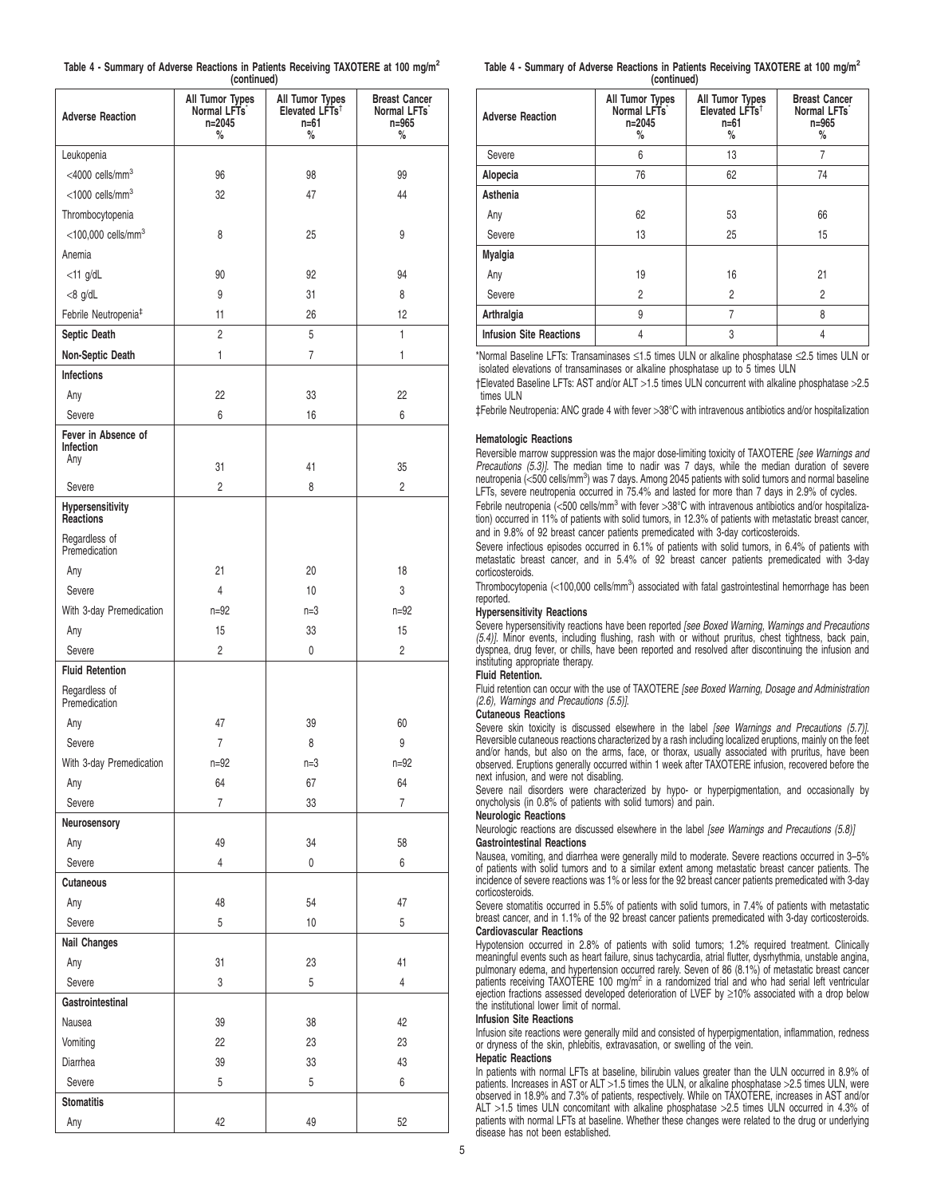**Table 4 - Summary of Adverse Reactions in Patients Receiving TAXOTERE at 100 mg/m² (continued)**

| Adverse Reaction | All Tumor Types Normal LFTs* n=2045 % | All Tumor Types Elevated LFTs† n=61 % | Breast Cancer Normal LFTs* n=965 % |
|---|---|---|---|
| Leukopenia | | | |
| <4000 cells/mm³ | 96 | 98 | 99 |
| <1000 cells/mm³ | 32 | 47 | 44 |
| Thrombocytopenia | | | |
| <100,000 cells/mm³ | 8 | 25 | 9 |
| Anemia | | | |
| <11 g/dL | 90 | 92 | 94 |
| <8 g/dL | 9 | 31 | 8 |
| Febrile Neutropenia‡ | 11 | 26 | 12 |
| **Septic Death** | 2 | 5 | 1 |
| **Non-Septic Death** | 1 | 7 | 1 |
| **Infections** | | | |
| Any | 22 | 33 | 22 |
| Severe | 6 | 16 | 6 |
| **Fever in Absence of Infection** | | | |
| Any | 31 | 41 | 35 |
| Severe | 2 | 8 | 2 |
| **Hypersensitivity Reactions** | | | |
| Regardless of Premedication | | | |
| Any | 21 | 20 | 18 |
| Severe | 4 | 10 | 3 |
| With 3-day Premedication | n=92 | n=3 | n=92 |
| Any | 15 | 33 | 15 |
| Severe | 2 | 0 | 2 |
| **Fluid Retention** | | | |
| Regardless of Premedication | | | |
| Any | 47 | 39 | 60 |
| Severe | 7 | 8 | 9 |
| With 3-day Premedication | n=92 | n=3 | n=92 |
| Any | 64 | 67 | 64 |
| Severe | 7 | 33 | 7 |
| **Neurosensory** | | | |
| Any | 49 | 34 | 58 |
| Severe | 4 | 0 | 6 |
| **Cutaneous** | | | |
| Any | 48 | 54 | 47 |
| Severe | 5 | 10 | 5 |
| **Nail Changes** | | | |
| Any | 31 | 23 | 41 |
| Severe | 3 | 5 | 4 |
| **Gastrointestinal** | | | |
| Nausea | 39 | 38 | 42 |
| Vomiting | 22 | 23 | 23 |
| Diarrhea | 39 | 33 | 43 |
| Severe | 5 | 5 | 6 |
| **Stomatitis** | | | |
| Any | 42 | 49 | 52 |
| Severe | 6 | 13 | 7 |
| **Alopecia** | 76 | 62 | 74 |
| **Asthenia** | | | |
| Any | 62 | 53 | 66 |
| Severe | 13 | 25 | 15 |
| **Myalgia** | | | |
| Any | 19 | 16 | 21 |
| Severe | 2 | 2 | 2 |
| **Arthralgia** | 9 | 7 | 8 |
| **Infusion Site Reactions** | 4 | 3 | 4 |

*Normal Baseline LFTs: Transaminases ≤1.5 times ULN or alkaline phosphatase ≤2.5 times ULN or isolated elevations of transaminases or alkaline phosphatase up to 5 times ULN

†Elevated Baseline LFTs: AST and/or ALT >1.5 times ULN concurrent with alkaline phosphatase >2.5 times ULN

‡Febrile Neutropenia: ANC grade 4 with fever >38°C with intravenous antibiotics and/or hospitalization

**Hematologic Reactions**

Reversible marrow suppression was the major dose-limiting toxicity of TAXOTERE *[see Warnings and Precautions (5.3)]*. The median time to nadir was 7 days, while the median duration of severe neutropenia (<500 cells/mm³) was 7 days. Among 2045 patients with solid tumors and normal baseline LFTs, severe neutropenia occurred in 75.4% and lasted for more than 7 days in 2.9% of cycles.

Febrile neutropenia (<500 cells/mm³ with fever >38°C with intravenous antibiotics and/or hospitalization) occurred in 11% of patients with solid tumors, in 12.3% of patients with metastatic breast cancer, and in 9.8% of 92 breast cancer patients premedicated with 3-day corticosteroids.

Severe infectious episodes occurred in 6.1% of patients with solid tumors, in 6.4% of patients with metastatic breast cancer, and in 5.4% of 92 breast cancer patients premedicated with 3-day corticosteroids.

Thrombocytopenia (<100,000 cells/mm³) associated with fatal gastrointestinal hemorrhage has been reported.

**Hypersensitivity Reactions**

Severe hypersensitivity reactions have been reported *[see Boxed Warning, Warnings and Precautions (5.4)]*. Minor events, including flushing, rash with or without pruritus, chest tightness, back pain, dyspnea, drug fever, or chills, have been reported and resolved after discontinuing the infusion and instituting appropriate therapy.

**Fluid Retention.**

Fluid retention can occur with the use of TAXOTERE *[see Boxed Warning, Dosage and Administration (2.6), Warnings and Precautions (5.5)]*.

**Cutaneous Reactions**

Severe skin toxicity is discussed elsewhere in the label *[see Warnings and Precautions (5.7)]*. Reversible cutaneous reactions characterized by a rash including localized eruptions, mainly on the feet and/or hands, but also on the arms, face, or thorax, usually associated with pruritus, have been observed. Eruptions generally occurred within 1 week after TAXOTERE infusion, recovered before the next infusion, and were not disabling.

Severe nail disorders were characterized by hypo- or hyperpigmentation, and occasionally by onycholysis (in 0.8% of patients with solid tumors) and pain.

**Neurologic Reactions**

Neurologic reactions are discussed elsewhere in the label *[see Warnings and Precautions (5.8)]*

**Gastrointestinal Reactions**

Nausea, vomiting, and diarrhea were generally mild to moderate. Severe reactions occurred in 3–5% of patients with solid tumors and to a similar extent among metastatic breast cancer patients. The incidence of severe reactions was 1% or less for the 92 breast cancer patients premedicated with 3-day corticosteroids.

Severe stomatitis occurred in 5.5% of patients with solid tumors, in 7.4% of patients with metastatic breast cancer, and in 1.1% of the 92 breast cancer patients premedicated with 3-day corticosteroids.

**Cardiovascular Reactions**

Hypotension occurred in 2.8% of patients with solid tumors; 1.2% required treatment. Clinically meaningful events such as heart failure, sinus tachycardia, atrial flutter, dysrhythmia, unstable angina, pulmonary edema, and hypertension occurred rarely. Seven of 86 (8.1%) of metastatic breast cancer patients receiving TAXOTERE 100 mg/m² in a randomized trial and who had serial left ventricular ejection fractions assessed developed deterioration of LVEF by ≥10% associated with a drop below the institutional lower limit of normal.

**Infusion Site Reactions**

Infusion site reactions were generally mild and consisted of hyperpigmentation, inflammation, redness or dryness of the skin, phlebitis, extravasation, or swelling of the vein.

**Hepatic Reactions**

In patients with normal LFTs at baseline, bilirubin values greater than the ULN occurred in 8.9% of patients. Increases in AST or ALT >1.5 times the ULN, or alkaline phosphatase >2.5 times ULN, were observed in 18.9% and 7.3% of patients, respectively. While on TAXOTERE, increases in AST and/or ALT >1.5 times ULN concomitant with alkaline phosphatase >2.5 times ULN occurred in 4.3% of patients with normal LFTs at baseline. Whether these changes were related to the drug or underlying disease has not been established.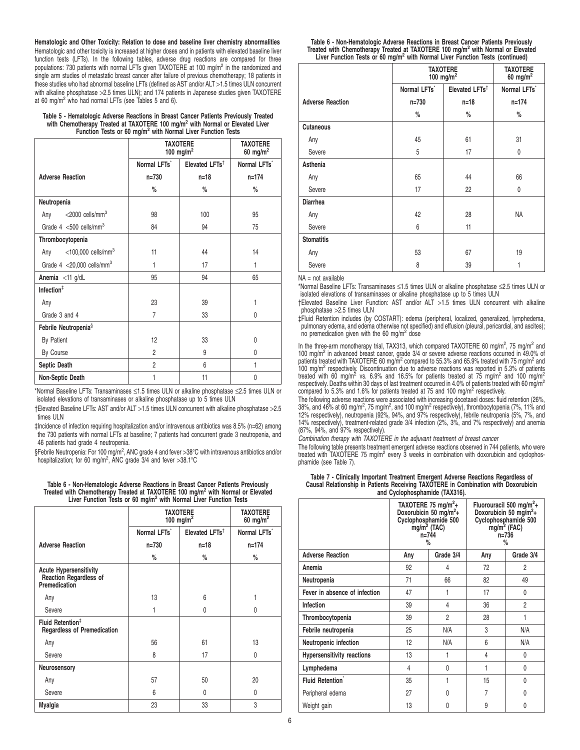**Hematologic and Other Toxicity: Relation to dose and baseline liver chemistry abnormalities**

Hematologic and other toxicity is increased at higher doses and in patients with elevated baseline liver function tests (LFTs). In the following tables, adverse drug reactions are compared for three populations: 730 patients with normal LFTs given TAXOTERE at 100 mg/m² in the randomized and single arm studies of metastatic breast cancer after failure of previous chemotherapy; 18 patients in these studies who had abnormal baseline LFTs (defined as AST and/or ALT >1.5 times ULN concurrent with alkaline phosphatase >2.5 times ULN); and 174 patients in Japanese studies given TAXOTERE at 60 mg/m² who had normal LFTs (see Tables 5 and 6).

**Table 5 - Hematologic Adverse Reactions in Breast Cancer Patients Previously Treated with Chemotherapy Treated at TAXOTERE 100 mg/m² with Normal or Elevated Liver Function Tests or 60 mg/m² with Normal Liver Function Tests**

| | TAXOTERE 100 mg/m² | | TAXOTERE 60 mg/m² |
|---|---|---|---|
| | Normal LFTs* | Elevated LFTs† | Normal LFTs* |
| **Adverse Reaction** | n=730 | n=18 | n=174 |
| | % | % | % |
| **Neutropenia** | | | |
| Any <2000 cells/mm³ | 98 | 100 | 95 |
| Grade 4 <500 cells/mm³ | 84 | 94 | 75 |
| **Thrombocytopenia** | | | |
| Any <100,000 cells/mm³ | 11 | 44 | 14 |
| Grade 4 <20,000 cells/mm³ | 1 | 17 | 1 |
| **Anemia** <11 g/dL | 95 | 94 | 65 |
| **Infection**‡ | | | |
| Any | 23 | 39 | 1 |
| Grade 3 and 4 | 7 | 33 | 0 |
| **Febrile Neutropenia**§ | | | |
| By Patient | 12 | 33 | 0 |
| By Course | 2 | 9 | 0 |
| **Septic Death** | 2 | 6 | 1 |
| **Non-Septic Death** | 1 | 11 | 0 |

*Normal Baseline LFTs: Transaminases ≤1.5 times ULN or alkaline phosphatase ≤2.5 times ULN or isolated elevations of transaminases or alkaline phosphatase up to 5 times ULN

†Elevated Baseline LFTs: AST and/or ALT >1.5 times ULN concurrent with alkaline phosphatase >2.5 times ULN

‡Incidence of infection requiring hospitalization and/or intravenous antibiotics was 8.5% (n=62) among the 730 patients with normal LFTs at baseline; 7 patients had concurrent grade 3 neutropenia, and 46 patients had grade 4 neutropenia.

§Febrile Neutropenia: For 100 mg/m², ANC grade 4 and fever >38°C with intravenous antibiotics and/or hospitalization; for 60 mg/m², ANC grade 3/4 and fever >38.1°C

**Table 6 - Non-Hematologic Adverse Reactions in Breast Cancer Patients Previously Treated with Chemotherapy Treated at TAXOTERE 100 mg/m² with Normal or Elevated Liver Function Tests or 60 mg/m² with Normal Liver Function Tests**

| | TAXOTERE 100 mg/m² | | TAXOTERE 60 mg/m² |
|---|---|---|---|
| | Normal LFTs* | Elevated LFTs† | Normal LFTs* |
| **Adverse Reaction** | n=730 | n=18 | n=174 |
| | % | % | % |
| **Acute Hypersensitivity Reaction Regardless of Premedication** | | | |
| Any | 13 | 6 | 1 |
| Severe | 1 | 0 | 0 |
| **Fluid Retention‡ Regardless of Premedication** | | | |
| Any | 56 | 61 | 13 |
| Severe | 8 | 17 | 0 |
| **Neurosensory** | | | |
| Any | 57 | 50 | 20 |
| Severe | 6 | 0 | 0 |
| **Myalgia** | 23 | 33 | 3 |
| **Cutaneous** | | | |
| Any | 45 | 61 | 31 |
| Severe | 5 | 17 | 0 |
| **Asthenia** | | | |
| Any | 65 | 44 | 66 |
| Severe | 17 | 22 | 0 |
| **Diarrhea** | | | |
| Any | 42 | 28 | NA |
| Severe | 6 | 11 | |
| **Stomatitis** | | | |
| Any | 53 | 67 | 19 |
| Severe | 8 | 39 | 1 |

NA = not available

*Normal Baseline LFTs: Transaminases ≤1.5 times ULN or alkaline phosphatase ≤2.5 times ULN or isolated elevations of transaminases or alkaline phosphatase up to 5 times ULN

†Elevated Baseline Liver Function: AST and/or ALT >1.5 times ULN concurrent with alkaline phosphatase >2.5 times ULN

‡Fluid Retention includes (by COSTART): edema (peripheral, localized, generalized, lymphedema, pulmonary edema, and edema otherwise not specified) and effusion (pleural, pericardial, and ascites); no premedication given with the 60 mg/m² dose

In the three-arm monotherapy trial, TAX313, which compared TAXOTERE 60 mg/m², 75 mg/m² and 100 mg/m² in advanced breast cancer, grade 3/4 or severe adverse reactions occurred in 49.0% of patients treated with TAXOTERE 60 mg/m² compared to 55.3% and 65.9% treated with 75 mg/m² and 100 mg/m² respectively. Discontinuation due to adverse reactions was reported in 5.3% of patients treated with 60 mg/m² vs. 6.9% and 16.5% for patients treated at 75 mg/m² and 100 mg/m² respectively. Deaths within 30 days of last treatment occurred in 4.0% of patients treated with 60 mg/m² compared to 5.3% and 1.6% for patients treated at 75 and 100 mg/m² respectively.

The following adverse reactions were associated with increasing docetaxel doses: fluid retention (26%, 38%, and 46% at 60 mg/m², 75 mg/m², and 100 mg/m² respectively), thrombocytopenia (7%, 11% and 12% respectively), neutropenia (92%, 94%, and 97% respectively), febrile neutropenia (5%, 7%, and 14% respectively), treatment-related grade 3/4 infection (2%, 3%, and 7% respectively) and anemia (87%, 94%, and 97% respectively).

*Combination therapy with TAXOTERE in the adjuvant treatment of breast cancer*

The following table presents treatment emergent adverse reactions observed in 744 patients, who were treated with TAXOTERE 75 mg/m² every 3 weeks in combination with doxorubicin and cyclophosphamide (see Table 7).

**Table 7 - Clinically Important Treatment Emergent Adverse Reactions Regardless of Causal Relationship in Patients Receiving TAXOTERE in Combination with Doxorubicin and Cyclophosphamide (TAX316).**

| | TAXOTERE 75 mg/m²+ Doxorubicin 50 mg/m²+ Cyclophosphamide 500 mg/m² (TAC) n=744 % | | Fluorouracil 500 mg/m²+ Doxorubicin 50 mg/m²+ Cyclophosphamide 500 mg/m² (FAC) n=736 % | |
|---|---|---|---|---|
| **Adverse Reaction** | Any | Grade 3/4 | Any | Grade 3/4 |
| **Anemia** | 92 | 4 | 72 | 2 |
| **Neutropenia** | 71 | 66 | 82 | 49 |
| **Fever in absence of infection** | 47 | 1 | 17 | 0 |
| **Infection** | 39 | 4 | 36 | 2 |
| **Thrombocytopenia** | 39 | 2 | 28 | 1 |
| **Febrile neutropenia** | 25 | N/A | 3 | N/A |
| **Neutropenic infection** | 12 | N/A | 6 | N/A |
| **Hypersensitivity reactions** | 13 | 1 | 4 | 0 |
| **Lymphedema** | 4 | 0 | 1 | 0 |
| **Fluid Retention*** | 35 | 1 | 15 | 0 |
| Peripheral edema | 27 | 0 | 7 | 0 |
| Weight gain | 13 | 0 | 9 | 0 |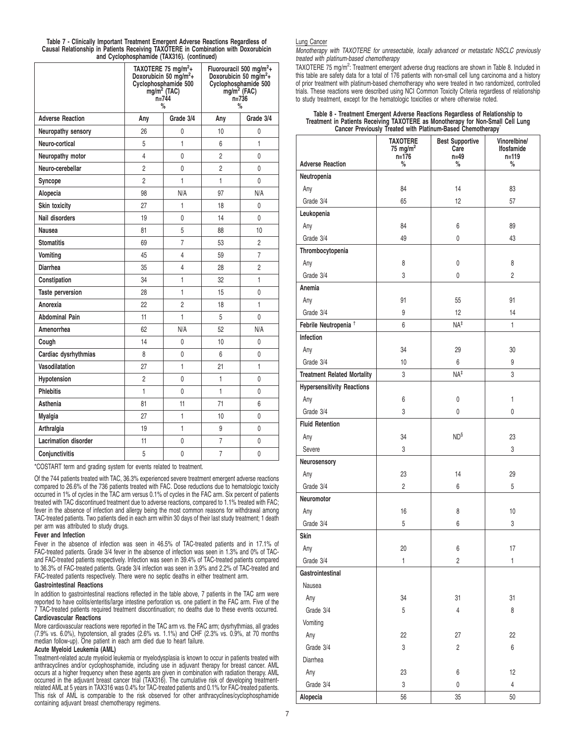**Table 7 - Clinically Important Treatment Emergent Adverse Reactions Regardless of Causal Relationship in Patients Receiving TAXOTERE in Combination with Doxorubicin and Cyclophosphamide (TAX316). (continued)**

| | TAXOTERE 75 mg/m$^2$+ Doxorubicin 50 mg/m$^2$+ Cyclophosphamide 500 mg/m$^2$ (TAC) n=744 % | | Fluorouracil 500 mg/m$^2$+ Doxorubicin 50 mg/m$^2$+ Cyclophosphamide 500 mg/m$^2$ (FAC) n=736 % | |
|---|---|---|---|---|
| **Adverse Reaction** | **Any** | **Grade 3/4** | **Any** | **Grade 3/4** |
| **Neuropathy sensory** | 26 | 0 | 10 | 0 |
| **Neuro-cortical** | 5 | 1 | 6 | 1 |
| **Neuropathy motor** | 4 | 0 | 2 | 0 |
| **Neuro-cerebellar** | 2 | 0 | 2 | 0 |
| **Syncope** | 2 | 1 | 1 | 0 |
| **Alopecia** | 98 | N/A | 97 | N/A |
| **Skin toxicity** | 27 | 1 | 18 | 0 |
| **Nail disorders** | 19 | 0 | 14 | 0 |
| **Nausea** | 81 | 5 | 88 | 10 |
| **Stomatitis** | 69 | 7 | 53 | 2 |
| **Vomiting** | 45 | 4 | 59 | 7 |
| **Diarrhea** | 35 | 4 | 28 | 2 |
| **Constipation** | 34 | 1 | 32 | 1 |
| **Taste perversion** | 28 | 1 | 15 | 0 |
| **Anorexia** | 22 | 2 | 18 | 1 |
| **Abdominal Pain** | 11 | 1 | 5 | 0 |
| **Amenorrhea** | 62 | N/A | 52 | N/A |
| **Cough** | 14 | 0 | 10 | 0 |
| **Cardiac dysrhythmias** | 8 | 0 | 6 | 0 |
| **Vasodilatation** | 27 | 1 | 21 | 1 |
| **Hypotension** | 2 | 0 | 1 | 0 |
| **Phlebitis** | 1 | 0 | 1 | 0 |
| **Asthenia** | 81 | 11 | 71 | 6 |
| **Myalgia** | 27 | 1 | 10 | 0 |
| **Arthralgia** | 19 | 1 | 9 | 0 |
| **Lacrimation disorder** | 11 | 0 | 7 | 0 |
| **Conjunctivitis** | 5 | 0 | 7 | 0 |

*COSTART term and grading system for events related to treatment.

Of the 744 patients treated with TAC, 36.3% experienced severe treatment emergent adverse reactions compared to 26.6% of the 736 patients treated with FAC. Dose reductions due to hematologic toxicity occurred in 1% of cycles in the TAC arm versus 0.1% of cycles in the FAC arm. Six percent of patients treated with TAC discontinued treatment due to adverse reactions, compared to 1.1% treated with FAC; fever in the absence of infection and allergy being the most common reasons for withdrawal among TAC-treated patients. Two patients died in each arm within 30 days of their last study treatment; 1 death per arm was attributed to study drugs.

**Fever and Infection**

Fever in the absence of infection was seen in 46.5% of TAC-treated patients and in 17.1% of FAC-treated patients. Grade 3/4 fever in the absence of infection was seen in 1.3% and 0% of TAC- and FAC-treated patients respectively. Infection was seen in 39.4% of TAC-treated patients compared to 36.3% of FAC-treated patients. Grade 3/4 infection was seen in 3.9% and 2.2% of TAC-treated and FAC-treated patients respectively. There were no septic deaths in either treatment arm.

**Gastrointestinal Reactions**

In addition to gastrointestinal reactions reflected in the table above, 7 patients in the TAC arm were reported to have colitis/enteritis/large intestine perforation vs. one patient in the FAC arm. Five of the 7 TAC-treated patients required treatment discontinuation; no deaths due to these events occurred.

**Cardiovascular Reactions**

More cardiovascular reactions were reported in the TAC arm vs. the FAC arm; dysrhythmias, all grades (7.9% vs. 6.0%), hypotension, all grades (2.6% vs. 1.1%) and CHF (2.3% vs. 0.9%, at 70 months median follow-up). One patient in each arm died due to heart failure.

**Acute Myeloid Leukemia (AML)**

Treatment-related acute myeloid leukemia or myelodysplasia is known to occur in patients treated with anthracyclines and/or cyclophosphamide, including use in adjuvant therapy for breast cancer. AML occurs at a higher frequency when these agents are given in combination with radiation therapy. AML occurred in the adjuvant breast cancer trial (TAX316). The cumulative risk of developing treatment-related AML at 5 years in TAX316 was 0.4% for TAC-treated patients and 0.1% for FAC-treated patients. This risk of AML is comparable to the risk observed for other anthracyclines/cyclophosphamide containing adjuvant breast chemotherapy regimens.

Lung Cancer

*Monotherapy with TAXOTERE for unresectable, locally advanced or metastatic NSCLC previously treated with platinum-based chemotherapy*

TAXOTERE 75 mg/m$^2$: Treatment emergent adverse drug reactions are shown in Table 8. Included in this table are safety data for a total of 176 patients with non-small cell lung carcinoma and a history of prior treatment with platinum-based chemotherapy who were treated in two randomized, controlled trials. These reactions were described using NCI Common Toxicity Criteria regardless of relationship to study treatment, except for the hematologic toxicities or where otherwise noted.

**Table 8 - Treatment Emergent Adverse Reactions Regardless of Relationship to Treatment in Patients Receiving TAXOTERE as Monotherapy for Non-Small Cell Lung Cancer Previously Treated with Platinum-Based Chemotherapy***

| Adverse Reaction | TAXOTERE 75 mg/m$^2$ n=176 % | Best Supportive Care n=49 % | Vinorelbine/ Ifosfamide n=119 % |
|---|---|---|---|
| **Neutropenia** | | | |
| Any | 84 | 14 | 83 |
| Grade 3/4 | 65 | 12 | 57 |
| **Leukopenia** | | | |
| Any | 84 | 6 | 89 |
| Grade 3/4 | 49 | 0 | 43 |
| **Thrombocytopenia** | | | |
| Any | 8 | 0 | 8 |
| Grade 3/4 | 3 | 0 | 2 |
| **Anemia** | | | |
| Any | 91 | 55 | 91 |
| Grade 3/4 | 9 | 12 | 14 |
| **Febrile Neutropenia** † | 6 | NA‡ | 1 |
| **Infection** | | | |
| Any | 34 | 29 | 30 |
| Grade 3/4 | 10 | 6 | 9 |
| **Treatment Related Mortality** | 3 | NA‡ | 3 |
| **Hypersensitivity Reactions** | | | |
| Any | 6 | 0 | 1 |
| Grade 3/4 | 3 | 0 | 0 |
| **Fluid Retention** | | | |
| Any | 34 | ND§ | 23 |
| Severe | 3 | | 3 |
| **Neurosensory** | | | |
| Any | 23 | 14 | 29 |
| Grade 3/4 | 2 | 6 | 5 |
| **Neuromotor** | | | |
| Any | 16 | 8 | 10 |
| Grade 3/4 | 5 | 6 | 3 |
| **Skin** | | | |
| Any | 20 | 6 | 17 |
| Grade 3/4 | 1 | 2 | 1 |
| **Gastrointestinal** | | | |
| Nausea | | | |
| Any | 34 | 31 | 31 |
| Grade 3/4 | 5 | 4 | 8 |
| Vomiting | | | |
| Any | 22 | 27 | 22 |
| Grade 3/4 | 3 | 2 | 6 |
| Diarrhea | | | |
| Any | 23 | 6 | 12 |
| Grade 3/4 | 3 | 0 | 4 |
| **Alopecia** | 56 | 35 | 50 |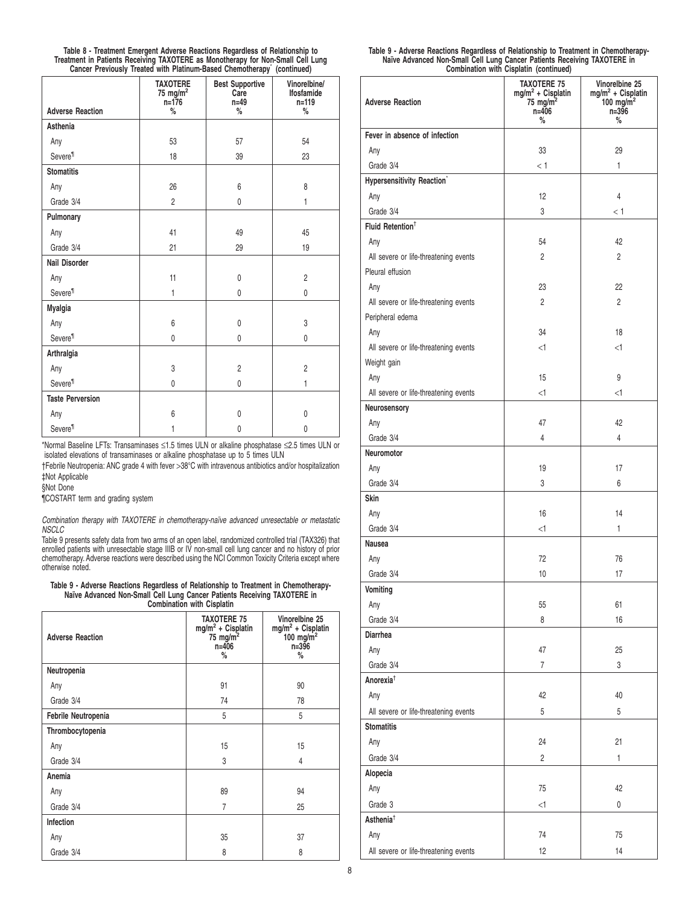**Table 8 - Treatment Emergent Adverse Reactions Regardless of Relationship to Treatment in Patients Receiving TAXOTERE as Monotherapy for Non-Small Cell Lung Cancer Previously Treated with Platinum-Based Chemotherapy* (continued)**

| Adverse Reaction | TAXOTERE 75 mg/m² n=176 % | Best Supportive Care n=49 % | Vinorelbine/ Ifosfamide n=119 % |
|---|---|---|---|
| **Asthenia** | | | |
| Any | 53 | 57 | 54 |
| Severe¶ | 18 | 39 | 23 |
| **Stomatitis** | | | |
| Any | 26 | 6 | 8 |
| Grade 3/4 | 2 | 0 | 1 |
| **Pulmonary** | | | |
| Any | 41 | 49 | 45 |
| Grade 3/4 | 21 | 29 | 19 |
| **Nail Disorder** | | | |
| Any | 11 | 0 | 2 |
| Severe¶ | 1 | 0 | 0 |
| **Myalgia** | | | |
| Any | 6 | 0 | 3 |
| Severe¶ | 0 | 0 | 0 |
| **Arthralgia** | | | |
| Any | 3 | 2 | 2 |
| Severe¶ | 0 | 0 | 1 |
| **Taste Perversion** | | | |
| Any | 6 | 0 | 0 |
| Severe¶ | 1 | 0 | 0 |

*Normal Baseline LFTs: Transaminases ≤1.5 times ULN or alkaline phosphatase ≤2.5 times ULN or isolated elevations of transaminases or alkaline phosphatase up to 5 times ULN

†Febrile Neutropenia: ANC grade 4 with fever >38°C with intravenous antibiotics and/or hospitalization

‡Not Applicable

§Not Done

¶COSTART term and grading system

*Combination therapy with TAXOTERE in chemotherapy-naïve advanced unresectable or metastatic NSCLC*

Table 9 presents safety data from two arms of an open label, randomized controlled trial (TAX326) that enrolled patients with unresectable stage IIIB or IV non-small cell lung cancer and no history of prior chemotherapy. Adverse reactions were described using the NCI Common Toxicity Criteria except where otherwise noted.

**Table 9 - Adverse Reactions Regardless of Relationship to Treatment in Chemotherapy-Naïve Advanced Non-Small Cell Lung Cancer Patients Receiving TAXOTERE in Combination with Cisplatin**

| Adverse Reaction | TAXOTERE 75 mg/m² + Cisplatin 75 mg/m² n=406 % | Vinorelbine 25 mg/m² + Cisplatin 100 mg/m² n=396 % |
|---|---|---|
| **Neutropenia** | | |
| Any | 91 | 90 |
| Grade 3/4 | 74 | 78 |
| **Febrile Neutropenia** | 5 | 5 |
| **Thrombocytopenia** | | |
| Any | 15 | 15 |
| Grade 3/4 | 3 | 4 |
| **Anemia** | | |
| Any | 89 | 94 |
| Grade 3/4 | 7 | 25 |
| **Infection** | | |
| Any | 35 | 37 |
| Grade 3/4 | 8 | 8 |
| **Fever in absence of infection** | | |
| Any | 33 | 29 |
| Grade 3/4 | < 1 | 1 |
| **Hypersensitivity Reaction*** | | |
| Any | 12 | 4 |
| Grade 3/4 | 3 | < 1 |
| **Fluid Retention†** | | |
| Any | 54 | 42 |
| All severe or life-threatening events | 2 | 2 |
| Pleural effusion | | |
| Any | 23 | 22 |
| All severe or life-threatening events | 2 | 2 |
| Peripheral edema | | |
| Any | 34 | 18 |
| All severe or life-threatening events | <1 | <1 |
| Weight gain | | |
| Any | 15 | 9 |
| All severe or life-threatening events | <1 | <1 |
| **Neurosensory** | | |
| Any | 47 | 42 |
| Grade 3/4 | 4 | 4 |
| **Neuromotor** | | |
| Any | 19 | 17 |
| Grade 3/4 | 3 | 6 |
| **Skin** | | |
| Any | 16 | 14 |
| Grade 3/4 | <1 | 1 |
| **Nausea** | | |
| Any | 72 | 76 |
| Grade 3/4 | 10 | 17 |
| **Vomiting** | | |
| Any | 55 | 61 |
| Grade 3/4 | 8 | 16 |
| **Diarrhea** | | |
| Any | 47 | 25 |
| Grade 3/4 | 7 | 3 |
| **Anorexia†** | | |
| Any | 42 | 40 |
| All severe or life-threatening events | 5 | 5 |
| **Stomatitis** | | |
| Any | 24 | 21 |
| Grade 3/4 | 2 | 1 |
| **Alopecia** | | |
| Any | 75 | 42 |
| Grade 3 | <1 | 0 |
| **Asthenia†** | | |
| Any | 74 | 75 |
| All severe or life-threatening events | 12 | 14 |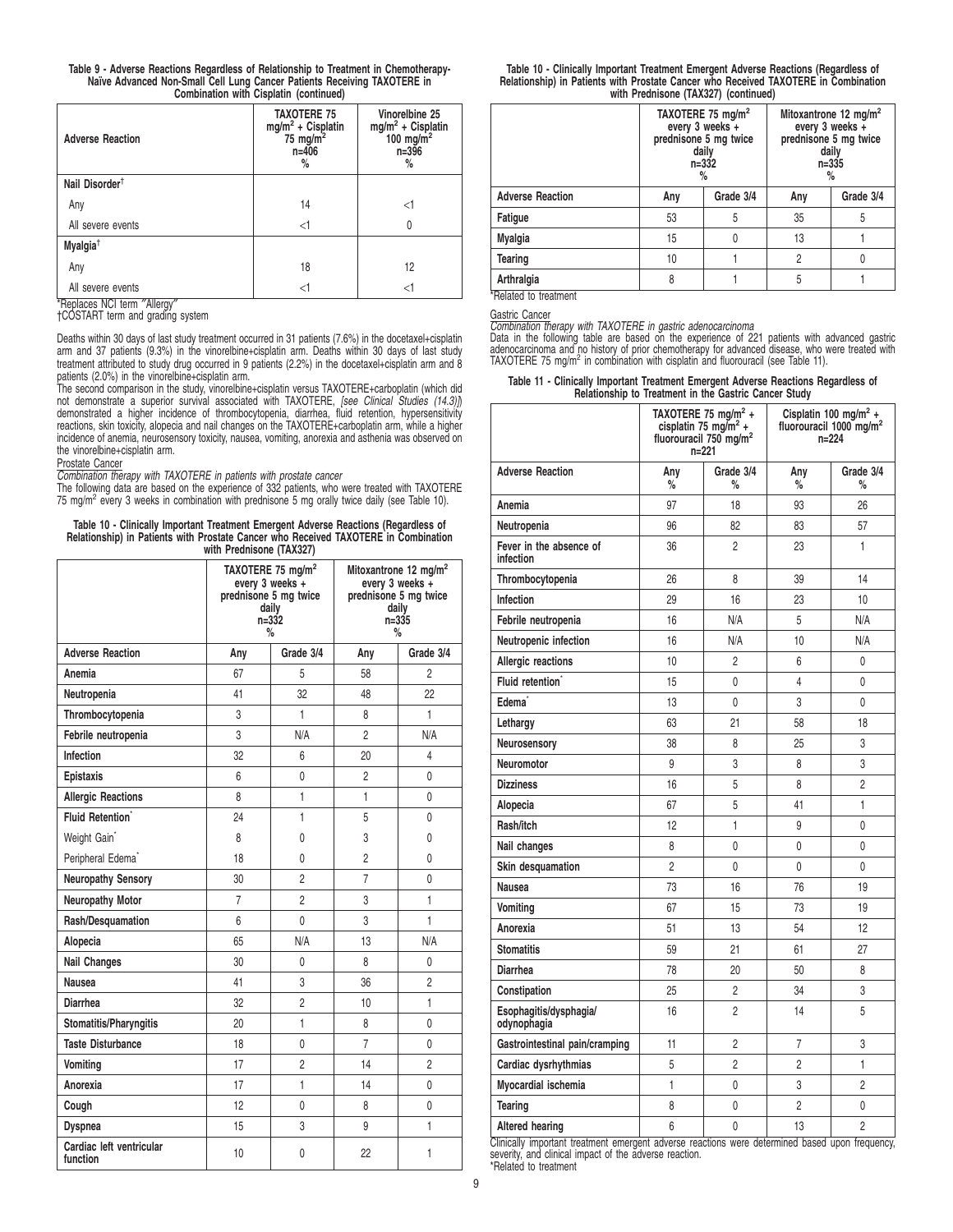**Table 9 - Adverse Reactions Regardless of Relationship to Treatment in Chemotherapy-Naïve Advanced Non-Small Cell Lung Cancer Patients Receiving TAXOTERE in Combination with Cisplatin (continued)**

| Adverse Reaction | TAXOTERE 75 mg/m² + Cisplatin 75 mg/m² n=406 % | Vinorelbine 25 mg/m² + Cisplatin 100 mg/m² n=396 % |
|---|---|---|
| **Nail Disorder**† | | |
| Any | 14 | <1 |
| All severe events | <1 | 0 |
| **Myalgia**† | | |
| Any | 18 | 12 |
| All severe events | <1 | <1 |

*Replaces NCI term "Allergy"
†COSTART term and grading system

Deaths within 30 days of last study treatment occurred in 31 patients (7.6%) in the docetaxel+cisplatin arm and 37 patients (9.3%) in the vinorelbine+cisplatin arm. Deaths within 30 days of last study treatment attributed to study drug occurred in 9 patients (2.2%) in the docetaxel+cisplatin arm and 8 patients (2.0%) in the vinorelbine+cisplatin arm.

The second comparison in the study, vinorelbine+cisplatin versus TAXOTERE+carboplatin (which did not demonstrate a superior survival associated with TAXOTERE, *[see Clinical Studies (14.3)]*) demonstrated a higher incidence of thrombocytopenia, diarrhea, fluid retention, hypersensitivity reactions, skin toxicity, alopecia and nail changes on the TAXOTERE+carboplatin arm, while a higher incidence of anemia, neurosensory toxicity, nausea, vomiting, anorexia and asthenia was observed on the vinorelbine+cisplatin arm.

Prostate Cancer

*Combination therapy with TAXOTERE in patients with prostate cancer*

The following data are based on the experience of 332 patients, who were treated with TAXOTERE 75 mg/m² every 3 weeks in combination with prednisone 5 mg orally twice daily (see Table 10).

**Table 10 - Clinically Important Treatment Emergent Adverse Reactions (Regardless of Relationship) in Patients with Prostate Cancer who Received TAXOTERE in Combination with Prednisone (TAX327)**

| | TAXOTERE 75 mg/m² every 3 weeks + prednisone 5 mg twice daily n=332 % | | Mitoxantrone 12 mg/m² every 3 weeks + prednisone 5 mg twice daily n=335 % | |
|---|---|---|---|---|
| **Adverse Reaction** | **Any** | **Grade 3/4** | **Any** | **Grade 3/4** |
| **Anemia** | 67 | 5 | 58 | 2 |
| **Neutropenia** | 41 | 32 | 48 | 22 |
| **Thrombocytopenia** | 3 | 1 | 8 | 1 |
| **Febrile neutropenia** | 3 | N/A | 2 | N/A |
| **Infection** | 32 | 6 | 20 | 4 |
| **Epistaxis** | 6 | 0 | 2 | 0 |
| **Allergic Reactions** | 8 | 1 | 1 | 0 |
| **Fluid Retention*** | 24 | 1 | 5 | 0 |
| Weight Gain* | 8 | 0 | 3 | 0 |
| Peripheral Edema* | 18 | 0 | 2 | 0 |
| **Neuropathy Sensory** | 30 | 2 | 7 | 0 |
| **Neuropathy Motor** | 7 | 2 | 3 | 1 |
| **Rash/Desquamation** | 6 | 0 | 3 | 1 |
| **Alopecia** | 65 | N/A | 13 | N/A |
| **Nail Changes** | 30 | 0 | 8 | 0 |
| **Nausea** | 41 | 3 | 36 | 2 |
| **Diarrhea** | 32 | 2 | 10 | 1 |
| **Stomatitis/Pharyngitis** | 20 | 1 | 8 | 0 |
| **Taste Disturbance** | 18 | 0 | 7 | 0 |
| **Vomiting** | 17 | 2 | 14 | 2 |
| **Anorexia** | 17 | 1 | 14 | 0 |
| **Cough** | 12 | 0 | 8 | 0 |
| **Dyspnea** | 15 | 3 | 9 | 1 |
| **Cardiac left ventricular function** | 10 | 0 | 22 | 1 |
| **Fatigue** | 53 | 5 | 35 | 5 |
| **Myalgia** | 15 | 0 | 13 | 1 |
| **Tearing** | 10 | 1 | 2 | 0 |
| **Arthralgia** | 8 | 1 | 5 | 1 |

*Related to treatment

Gastric Cancer

*Combination therapy with TAXOTERE in gastric adenocarcinoma*

Data in the following table are based on the experience of 221 patients with advanced gastric adenocarcinoma and no history of prior chemotherapy for advanced disease, who were treated with TAXOTERE 75 mg/m² in combination with cisplatin and fluorouracil (see Table 11).

**Table 11 - Clinically Important Treatment Emergent Adverse Reactions Regardless of Relationship to Treatment in the Gastric Cancer Study**

| | TAXOTERE 75 mg/m² + cisplatin 75 mg/m² + fluorouracil 750 mg/m² n=221 | | Cisplatin 100 mg/m² + fluorouracil 1000 mg/m² n=224 | |
|---|---|---|---|---|
| **Adverse Reaction** | **Any %** | **Grade 3/4 %** | **Any %** | **Grade 3/4 %** |
| **Anemia** | 97 | 18 | 93 | 26 |
| **Neutropenia** | 96 | 82 | 83 | 57 |
| **Fever in the absence of infection** | 36 | 2 | 23 | 1 |
| **Thrombocytopenia** | 26 | 8 | 39 | 14 |
| **Infection** | 29 | 16 | 23 | 10 |
| **Febrile neutropenia** | 16 | N/A | 5 | N/A |
| **Neutropenic infection** | 16 | N/A | 10 | N/A |
| **Allergic reactions** | 10 | 2 | 6 | 0 |
| **Fluid retention*** | 15 | 0 | 4 | 0 |
| **Edema*** | 13 | 0 | 3 | 0 |
| **Lethargy** | 63 | 21 | 58 | 18 |
| **Neurosensory** | 38 | 8 | 25 | 3 |
| **Neuromotor** | 9 | 3 | 8 | 3 |
| **Dizziness** | 16 | 5 | 8 | 2 |
| **Alopecia** | 67 | 5 | 41 | 1 |
| **Rash/itch** | 12 | 1 | 9 | 0 |
| **Nail changes** | 8 | 0 | 0 | 0 |
| **Skin desquamation** | 2 | 0 | 0 | 0 |
| **Nausea** | 73 | 16 | 76 | 19 |
| **Vomiting** | 67 | 15 | 73 | 19 |
| **Anorexia** | 51 | 13 | 54 | 12 |
| **Stomatitis** | 59 | 21 | 61 | 27 |
| **Diarrhea** | 78 | 20 | 50 | 8 |
| **Constipation** | 25 | 2 | 34 | 3 |
| **Esophagitis/dysphagia/ odynophagia** | 16 | 2 | 14 | 5 |
| **Gastrointestinal pain/cramping** | 11 | 2 | 7 | 3 |
| **Cardiac dysrhythmias** | 5 | 2 | 2 | 1 |
| **Myocardial ischemia** | 1 | 0 | 3 | 2 |
| **Tearing** | 8 | 0 | 2 | 0 |
| **Altered hearing** | 6 | 0 | 13 | 2 |

Clinically important treatment emergent adverse reactions were determined based upon frequency, severity, and clinical impact of the adverse reaction.
*Related to treatment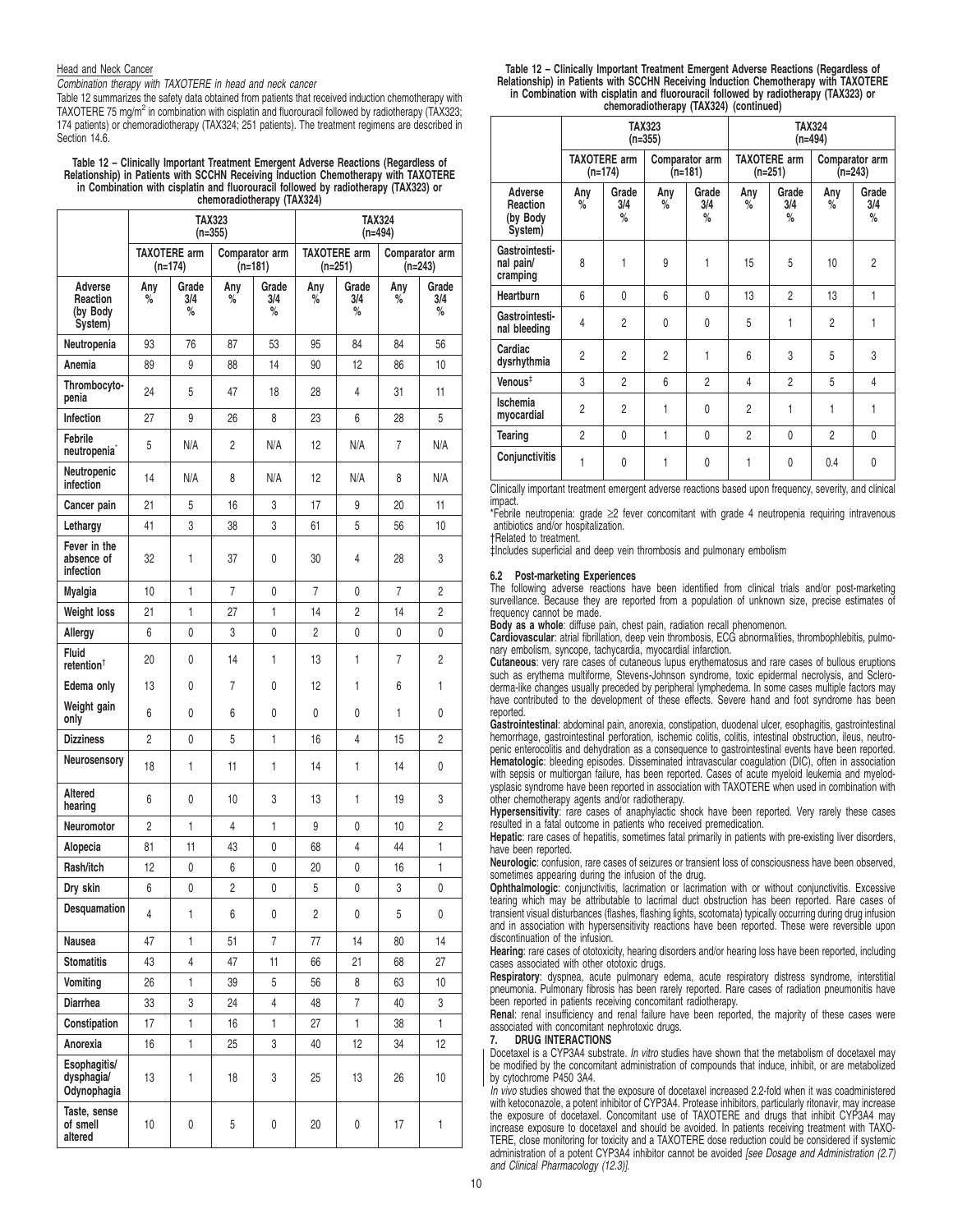Head and Neck Cancer

*Combination therapy with TAXOTERE in head and neck cancer*

Table 12 summarizes the safety data obtained from patients that received induction chemotherapy with TAXOTERE 75 mg/m$^2$ in combination with cisplatin and fluorouracil followed by radiotherapy (TAX323; 174 patients) or chemoradiotherapy (TAX324; 251 patients). The treatment regimens are described in Section 14.6.

**Table 12 – Clinically Important Treatment Emergent Adverse Reactions (Regardless of Relationship) in Patients with SCCHN Receiving Induction Chemotherapy with TAXOTERE in Combination with cisplatin and fluorouracil followed by radiotherapy (TAX323) or chemoradiotherapy (TAX324)**

| | TAX323 (n=355) | | | | TAX324 (n=494) | | | |
|---|---|---|---|---|---|---|---|---|
| | TAXOTERE arm (n=174) | | Comparator arm (n=181) | | TAXOTERE arm (n=251) | | Comparator arm (n=243) | |
| **Adverse Reaction (by Body System)** | Any % | Grade 3/4 % | Any % | Grade 3/4 % | Any % | Grade 3/4 % | Any % | Grade 3/4 % |
| **Neutropenia** | 93 | 76 | 87 | 53 | 95 | 84 | 84 | 56 |
| **Anemia** | 89 | 9 | 88 | 14 | 90 | 12 | 86 | 10 |
| **Thrombocytopenia** | 24 | 5 | 47 | 18 | 28 | 4 | 31 | 11 |
| **Infection** | 27 | 9 | 26 | 8 | 23 | 6 | 28 | 5 |
| **Febrile neutropenia*** | 5 | N/A | 2 | N/A | 12 | N/A | 7 | N/A |
| **Neutropenic infection** | 14 | N/A | 8 | N/A | 12 | N/A | 8 | N/A |
| **Cancer pain** | 21 | 5 | 16 | 3 | 17 | 9 | 20 | 11 |
| **Lethargy** | 41 | 3 | 38 | 3 | 61 | 5 | 56 | 10 |
| **Fever in the absence of infection** | 32 | 1 | 37 | 0 | 30 | 4 | 28 | 3 |
| **Myalgia** | 10 | 1 | 7 | 0 | 7 | 0 | 7 | 2 |
| **Weight loss** | 21 | 1 | 27 | 1 | 14 | 2 | 14 | 2 |
| **Allergy** | 6 | 0 | 3 | 0 | 2 | 0 | 0 | 0 |
| **Fluid retention†** | 20 | 0 | 14 | 1 | 13 | 1 | 7 | 2 |
| **Edema only** | 13 | 0 | 7 | 0 | 12 | 1 | 6 | 1 |
| **Weight gain only** | 6 | 0 | 6 | 0 | 0 | 0 | 1 | 0 |
| **Dizziness** | 2 | 0 | 5 | 1 | 16 | 4 | 15 | 2 |
| **Neurosensory** | 18 | 1 | 11 | 1 | 14 | 1 | 14 | 0 |
| **Altered hearing** | 6 | 0 | 10 | 3 | 13 | 1 | 19 | 3 |
| **Neuromotor** | 2 | 1 | 4 | 1 | 9 | 0 | 10 | 2 |
| **Alopecia** | 81 | 11 | 43 | 0 | 68 | 4 | 44 | 1 |
| **Rash/itch** | 12 | 0 | 6 | 0 | 20 | 0 | 16 | 1 |
| **Dry skin** | 6 | 0 | 2 | 0 | 5 | 0 | 3 | 0 |
| **Desquamation** | 4 | 1 | 6 | 0 | 2 | 0 | 5 | 0 |
| **Nausea** | 47 | 1 | 51 | 7 | 77 | 14 | 80 | 14 |
| **Stomatitis** | 43 | 4 | 47 | 11 | 66 | 21 | 68 | 27 |
| **Vomiting** | 26 | 1 | 39 | 5 | 56 | 8 | 63 | 10 |
| **Diarrhea** | 33 | 3 | 24 | 4 | 48 | 7 | 40 | 3 |
| **Constipation** | 17 | 1 | 16 | 1 | 27 | 1 | 38 | 1 |
| **Anorexia** | 16 | 1 | 25 | 3 | 40 | 12 | 34 | 12 |
| **Esophagitis/ dysphagia/ Odynophagia** | 13 | 1 | 18 | 3 | 25 | 13 | 26 | 10 |
| **Taste, sense of smell altered** | 10 | 0 | 5 | 0 | 20 | 0 | 17 | 1 |
| **Gastrointestinal pain/ cramping** | 8 | 1 | 9 | 1 | 15 | 5 | 10 | 2 |
| **Heartburn** | 6 | 0 | 6 | 0 | 13 | 2 | 13 | 1 |
| **Gastrointestinal bleeding** | 4 | 2 | 0 | 0 | 5 | 1 | 2 | 1 |
| **Cardiac dysrhythmia** | 2 | 2 | 2 | 1 | 6 | 3 | 5 | 3 |
| **Venous‡** | 3 | 2 | 6 | 2 | 4 | 2 | 5 | 4 |
| **Ischemia myocardial** | 2 | 2 | 1 | 0 | 2 | 1 | 1 | 1 |
| **Tearing** | 2 | 0 | 1 | 0 | 2 | 0 | 2 | 0 |
| **Conjunctivitis** | 1 | 0 | 1 | 0 | 1 | 0 | 0.4 | 0 |

Clinically important treatment emergent adverse reactions based upon frequency, severity, and clinical impact.

*Febrile neutropenia: grade ≥2 fever concomitant with grade 4 neutropenia requiring intravenous antibiotics and/or hospitalization.

†Related to treatment.

‡Includes superficial and deep vein thrombosis and pulmonary embolism

### 6.2 Post-marketing Experiences

The following adverse reactions have been identified from clinical trials and/or post-marketing surveillance. Because they are reported from a population of unknown size, precise estimates of frequency cannot be made.

**Body as a whole**: diffuse pain, chest pain, radiation recall phenomenon.

**Cardiovascular**: atrial fibrillation, deep vein thrombosis, ECG abnormalities, thrombophlebitis, pulmonary embolism, syncope, tachycardia, myocardial infarction.

**Cutaneous**: very rare cases of cutaneous lupus erythematosus and rare cases of bullous eruptions such as erythema multiforme, Stevens-Johnson syndrome, toxic epidermal necrolysis, and Scleroderma-like changes usually preceded by peripheral lymphedema. In some cases multiple factors may have contributed to the development of these effects. Severe hand and foot syndrome has been reported.

**Gastrointestinal**: abdominal pain, anorexia, constipation, duodenal ulcer, esophagitis, gastrointestinal hemorrhage, gastrointestinal perforation, ischemic colitis, colitis, intestinal obstruction, ileus, neutropenic enterocolitis and dehydration as a consequence to gastrointestinal events have been reported.

**Hematologic**: bleeding episodes. Disseminated intravascular coagulation (DIC), often in association with sepsis or multiorgan failure, has been reported. Cases of acute myeloid leukemia and myelodysplasic syndrome have been reported in association with TAXOTERE when used in combination with other chemotherapy agents and/or radiotherapy.

**Hypersensitivity**: rare cases of anaphylactic shock have been reported. Very rarely these cases resulted in a fatal outcome in patients who received premedication.

**Hepatic**: rare cases of hepatitis, sometimes fatal primarily in patients with pre-existing liver disorders, have been reported.

**Neurologic**: confusion, rare cases of seizures or transient loss of consciousness have been observed, sometimes appearing during the infusion of the drug.

**Ophthalmologic**: conjunctivitis, lacrimation or lacrimation with or without conjunctivitis. Excessive tearing which may be attributable to lacrimal duct obstruction has been reported. Rare cases of transient visual disturbances (flashes, flashing lights, scotomata) typically occurring during drug infusion and in association with hypersensitivity reactions have been reported. These were reversible upon discontinuation of the infusion.

**Hearing**: rare cases of ototoxicity, hearing disorders and/or hearing loss have been reported, including cases associated with other ototoxic drugs.

**Respiratory**: dyspnea, acute pulmonary edema, acute respiratory distress syndrome, interstitial pneumonia. Pulmonary fibrosis has been rarely reported. Rare cases of radiation pneumonitis have been reported in patients receiving concomitant radiotherapy.

**Renal**: renal insufficiency and renal failure have been reported, the majority of these cases were associated with concomitant nephrotoxic drugs.

## 7. DRUG INTERACTIONS

Docetaxel is a CYP3A4 substrate. *In vitro* studies have shown that the metabolism of docetaxel may be modified by the concomitant administration of compounds that induce, inhibit, or are metabolized by cytochrome P450 3A4.

*In vivo* studies showed that the exposure of docetaxel increased 2.2-fold when it was coadministered with ketoconazole, a potent inhibitor of CYP3A4. Protease inhibitors, particularly ritonavir, may increase the exposure of docetaxel. Concomitant use of TAXOTERE and drugs that inhibit CYP3A4 may increase exposure to docetaxel and should be avoided. In patients receiving treatment with TAXOTERE, close monitoring for toxicity and a TAXOTERE dose reduction could be considered if systemic administration of a potent CYP3A4 inhibitor cannot be avoided *[see Dosage and Administration (2.7) and Clinical Pharmacology (12.3)]*.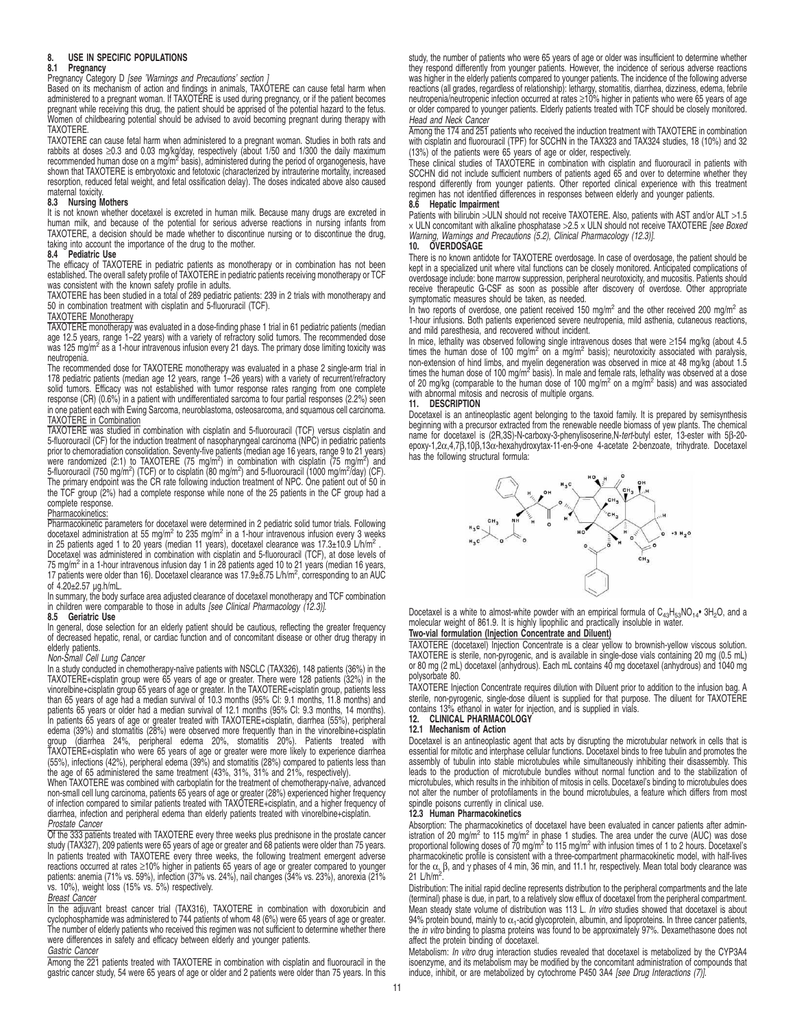## 8. USE IN SPECIFIC POPULATIONS

### 8.1 Pregnancy

Pregnancy Category D *[see 'Warnings and Precautions' section ]*

Based on its mechanism of action and findings in animals, TAXOTERE can cause fetal harm when administered to a pregnant woman. If TAXOTERE is used during pregnancy, or if the patient becomes pregnant while receiving this drug, the patient should be apprised of the potential hazard to the fetus. Women of childbearing potential should be advised to avoid becoming pregnant during therapy with TAXOTERE.

TAXOTERE can cause fetal harm when administered to a pregnant woman. Studies in both rats and rabbits at doses ≥0.3 and 0.03 mg/kg/day, respectively (about 1/50 and 1/300 the daily maximum recommended human dose on a mg/m$^2$ basis), administered during the period of organogenesis, have shown that TAXOTERE is embryotoxic and fetotoxic (characterized by intrauterine mortality, increased resorption, reduced fetal weight, and fetal ossification delay). The doses indicated above also caused maternal toxicity.

### 8.3 Nursing Mothers

It is not known whether docetaxel is excreted in human milk. Because many drugs are excreted in human milk, and because of the potential for serious adverse reactions in nursing infants from TAXOTERE, a decision should be made whether to discontinue nursing or to discontinue the drug, taking into account the importance of the drug to the mother.

### 8.4 Pediatric Use

The efficacy of TAXOTERE in pediatric patients as monotherapy or in combination has not been established. The overall safety profile of TAXOTERE in pediatric patients receiving monotherapy or TCF was consistent with the known safety profile in adults.

TAXOTERE has been studied in a total of 289 pediatric patients: 239 in 2 trials with monotherapy and 50 in combination treatment with cisplatin and 5-fluorouracil (TCF).

TAXOTERE Monotherapy

TAXOTERE monotherapy was evaluated in a dose-finding phase 1 trial in 61 pediatric patients (median age 12.5 years, range 1–22 years) with a variety of refractory solid tumors. The recommended dose was 125 mg/m$^2$ as a 1-hour intravenous infusion every 21 days. The primary dose limiting toxicity was neutropenia.

The recommended dose for TAXOTERE monotherapy was evaluated in a phase 2 single-arm trial in 178 pediatric patients (median age 12 years, range 1–26 years) with a variety of recurrent/refractory solid tumors. Efficacy was not established with tumor response rates ranging from one complete response (CR) (0.6%) in a patient with undifferentiated sarcoma to four partial responses (2.2%) seen in one patient each with Ewing Sarcoma, neuroblastoma, osteosarcoma, and squamous cell carcinoma.

TAXOTERE in Combination

TAXOTERE was studied in combination with cisplatin and 5-fluorouracil (TCF) versus cisplatin and 5-fluorouracil (CF) for the induction treatment of nasopharyngeal carcinoma (NPC) in pediatric patients prior to chemoradiation consolidation. Seventy-five patients (median age 16 years, range 9 to 21 years) were randomized (2:1) to TAXOTERE (75 mg/m$^2$) in combination with cisplatin (75 mg/m$^2$) and 5-fluorouracil (750 mg/m$^2$) (TCF) or to cisplatin (80 mg/m$^2$) and 5-fluorouracil (1000 mg/m$^2$/day) (CF). The primary endpoint was the CR rate following induction treatment of NPC. One patient out of 50 in the TCF group (2%) had a complete response while none of the 25 patients in the CF group had a complete response.

Pharmacokinetics:

Pharmacokinetic parameters for docetaxel were determined in 2 pediatric solid tumor trials. Following docetaxel administration at 55 mg/m$^2$ to 235 mg/m$^2$ in a 1-hour intravenous infusion every 3 weeks in 25 patients aged 1 to 20 years (median 11 years), docetaxel clearance was 17.3±10.9 L/h/m$^2$.

Docetaxel was administered in combination with cisplatin and 5-fluorouracil (TCF), at dose levels of 75 mg/m$^2$ in a 1-hour intravenous infusion day 1 in 28 patients aged 10 to 21 years (median 16 years, 17 patients were older than 16). Docetaxel clearance was 17.9±8.75 L/h/m$^2$, corresponding to an AUC of 4.20±2.57 µg.h/mL.

In summary, the body surface area adjusted clearance of docetaxel monotherapy and TCF combination in children were comparable to those in adults *[see Clinical Pharmacology (12.3)]*.

### 8.5 Geriatric Use

In general, dose selection for an elderly patient should be cautious, reflecting the greater frequency of decreased hepatic, renal, or cardiac function and of concomitant disease or other drug therapy in elderly patients.

*Non-Small Cell Lung Cancer*

In a study conducted in chemotherapy-naïve patients with NSCLC (TAX326), 148 patients (36%) in the TAXOTERE+cisplatin group were 65 years of age or greater. There were 128 patients (32%) in the vinorelbine+cisplatin group 65 years of age or greater. In the TAXOTERE+cisplatin group, patients less than 65 years of age had a median survival of 10.3 months (95% CI: 9.1 months, 11.8 months) and patients 65 years or older had a median survival of 12.1 months (95% CI: 9.3 months, 14 months). In patients 65 years of age or greater treated with TAXOTERE+cisplatin, diarrhea (55%), peripheral edema (39%) and stomatitis (28%) were observed more frequently than in the vinorelbine+cisplatin group (diarrhea 24%, peripheral edema 20%, stomatitis 20%). Patients treated with TAXOTERE+cisplatin who were 65 years of age or greater were more likely to experience diarrhea (55%), infections (42%), peripheral edema (39%) and stomatitis (28%) compared to patients less than the age of 65 administered the same treatment (43%, 31%, 31% and 21%, respectively).

When TAXOTERE was combined with carboplatin for the treatment of chemotherapy-naïve, advanced non-small cell lung carcinoma, patients 65 years of age or greater (28%) experienced higher frequency of infection compared to similar patients treated with TAXOTERE+cisplatin, and a higher frequency of diarrhea, infection and peripheral edema than elderly patients treated with vinorelbine+cisplatin.

*Prostate Cancer*

Of the 333 patients treated with TAXOTERE every three weeks plus prednisone in the prostate cancer study (TAX327), 209 patients were 65 years of age or greater and 68 patients were older than 75 years. In patients treated with TAXOTERE every three weeks, the following treatment emergent adverse reactions occurred at rates ≥10% higher in patients 65 years of age or greater compared to younger patients: anemia (71% vs. 59%), infection (37% vs. 24%), nail changes (34% vs. 23%), anorexia (21% vs. 10%), weight loss (15% vs. 5%) respectively.

*Breast Cancer*

In the adjuvant breast cancer trial (TAX316), TAXOTERE in combination with doxorubicin and cyclophosphamide was administered to 744 patients of whom 48 (6%) were 65 years of age or greater. The number of elderly patients who received this regimen was not sufficient to determine whether there were differences in safety and efficacy between elderly and younger patients.

*Gastric Cancer*

Among the 221 patients treated with TAXOTERE in combination with cisplatin and fluorouracil in the gastric cancer study, 54 were 65 years of age or older and 2 patients were older than 75 years. In this study, the number of patients who were 65 years of age or older was insufficient to determine whether they respond differently from younger patients. However, the incidence of serious adverse reactions was higher in the elderly patients compared to younger patients. The incidence of the following adverse reactions (all grades, regardless of relationship): lethargy, stomatitis, diarrhea, dizziness, edema, febrile neutropenia/neutropenic infection occurred at rates ≥10% higher in patients who were 65 years of age or older compared to younger patients. Elderly patients treated with TCF should be closely monitored.

*Head and Neck Cancer*

Among the 174 and 251 patients who received the induction treatment with TAXOTERE in combination with cisplatin and fluorouracil (TPF) for SCCHN in the TAX323 and TAX324 studies, 18 (10%) and 32 (13%) of the patients were 65 years of age or older, respectively.

These clinical studies of TAXOTERE in combination with cisplatin and fluorouracil in patients with SCCHN did not include sufficient numbers of patients aged 65 and over to determine whether they respond differently from younger patients. Other reported clinical experience with this treatment regimen has not identified differences in responses between elderly and younger patients.

### 8.6 Hepatic Impairment

Patients with bilirubin >ULN should not receive TAXOTERE. Also, patients with AST and/or ALT >1.5 × ULN concomitant with alkaline phosphatase >2.5 × ULN should not receive TAXOTERE *[see Boxed Warning, Warnings and Precautions (5.2), Clinical Pharmacology (12.3)]*.

## 10. OVERDOSAGE

There is no known antidote for TAXOTERE overdosage. In case of overdosage, the patient should be kept in a specialized unit where vital functions can be closely monitored. Anticipated complications of overdosage include: bone marrow suppression, peripheral neurotoxicity, and mucositis. Patients should receive therapeutic G-CSF as soon as possible after discovery of overdose. Other appropriate symptomatic measures should be taken, as needed.

In two reports of overdose, one patient received 150 mg/m$^2$ and the other received 200 mg/m$^2$ as 1-hour infusions. Both patients experienced severe neutropenia, mild asthenia, cutaneous reactions, and mild paresthesia, and recovered without incident.

In mice, lethality was observed following single intravenous doses that were ≥154 mg/kg (about 4.5 times the human dose of 100 mg/m$^2$ on a mg/m$^2$ basis); neurotoxicity associated with paralysis, non-extension of hind limbs, and myelin degeneration was observed in mice at 48 mg/kg (about 1.5 times the human dose of 100 mg/m$^2$ basis). In male and female rats, lethality was observed at a dose of 20 mg/kg (comparable to the human dose of 100 mg/m$^2$ on a mg/m$^2$ basis) and was associated with abnormal mitosis and necrosis of multiple organs.

## 11. DESCRIPTION

Docetaxel is an antineoplastic agent belonging to the taxoid family. It is prepared by semisynthesis beginning with a precursor extracted from the renewable needle biomass of yew plants. The chemical name for docetaxel is (2R,3S)-N-carboxy-3-phenylisoserine,N-*tert*-butyl ester, 13-ester with 5β-20-epoxy-1,2α,4,7β,10β,13α-hexahydroxytax-11-en-9-one 4-acetate 2-benzoate, trihydrate. Docetaxel has the following structural formula:

Docetaxel is a white to almost-white powder with an empirical formula of $C_{43}H_{53}NO_{14} \cdot 3H_2O$, and a molecular weight of 861.9. It is highly lipophilic and practically insoluble in water.

**Two-vial formulation (Injection Concentrate and Diluent)**

TAXOTERE (docetaxel) Injection Concentrate is a clear yellow to brownish-yellow viscous solution. TAXOTERE is sterile, non-pyrogenic, and is available in single-dose vials containing 20 mg (0.5 mL) or 80 mg (2 mL) docetaxel (anhydrous). Each mL contains 40 mg docetaxel (anhydrous) and 1040 mg polysorbate 80.

TAXOTERE Injection Concentrate requires dilution with Diluent prior to addition to the infusion bag. A sterile, non-pyrogenic, single-dose diluent is supplied for that purpose. The diluent for TAXOTERE contains 13% ethanol in water for injection, and is supplied in vials.

## 12. CLINICAL PHARMACOLOGY

### 12.1 Mechanism of Action

Docetaxel is an antineoplastic agent that acts by disrupting the microtubular network in cells that is essential for mitotic and interphase cellular functions. Docetaxel binds to free tubulin and promotes the assembly of tubulin into stable microtubules while simultaneously inhibiting their disassembly. This leads to the production of microtubule bundles without normal function and to the stabilization of microtubules, which results in the inhibition of mitosis in cells. Docetaxel's binding to microtubules does not alter the number of protofilaments in the bound microtubules, a feature which differs from most spindle poisons currently in clinical use.

### 12.3 Human Pharmacokinetics

Absorption: The pharmacokinetics of docetaxel have been evaluated in cancer patients after administration of 20 mg/m$^2$ to 115 mg/m$^2$ in phase 1 studies. The area under the curve (AUC) was dose proportional following doses of 70 mg/m$^2$ to 115 mg/m$^2$ with infusion times of 1 to 2 hours. Docetaxel's pharmacokinetic profile is consistent with a three-compartment model, with half-lives for the $\alpha$, $\beta$, and $\gamma$ phases of 4 min, 36 min, and 11.1 hr, respectively. Mean total body clearance was 21 L/h/m$^2$.

Distribution: The initial rapid decline represents distribution to the peripheral compartments and the late (terminal) phase is due, in part, to a relatively slow efflux of docetaxel from the peripheral compartment. Mean steady state volume of distribution was 113 L. *In vitro* studies showed that docetaxel is about 94% protein bound, mainly to $\alpha_1$-acid glycoprotein, albumin, and lipoproteins. In three cancer patients, the *in vitro* binding to plasma proteins was found to be approximately 97%. Dexamethasone does not affect the protein binding of docetaxel.

Metabolism: *In vitro* drug interaction studies revealed that docetaxel is metabolized by the CYP3A4 isoenzyme, and its metabolism may be modified by the concomitant administration of compounds that induce, inhibit, or are metabolized by cytochrome P450 3A4 *[see Drug Interactions (7)]*.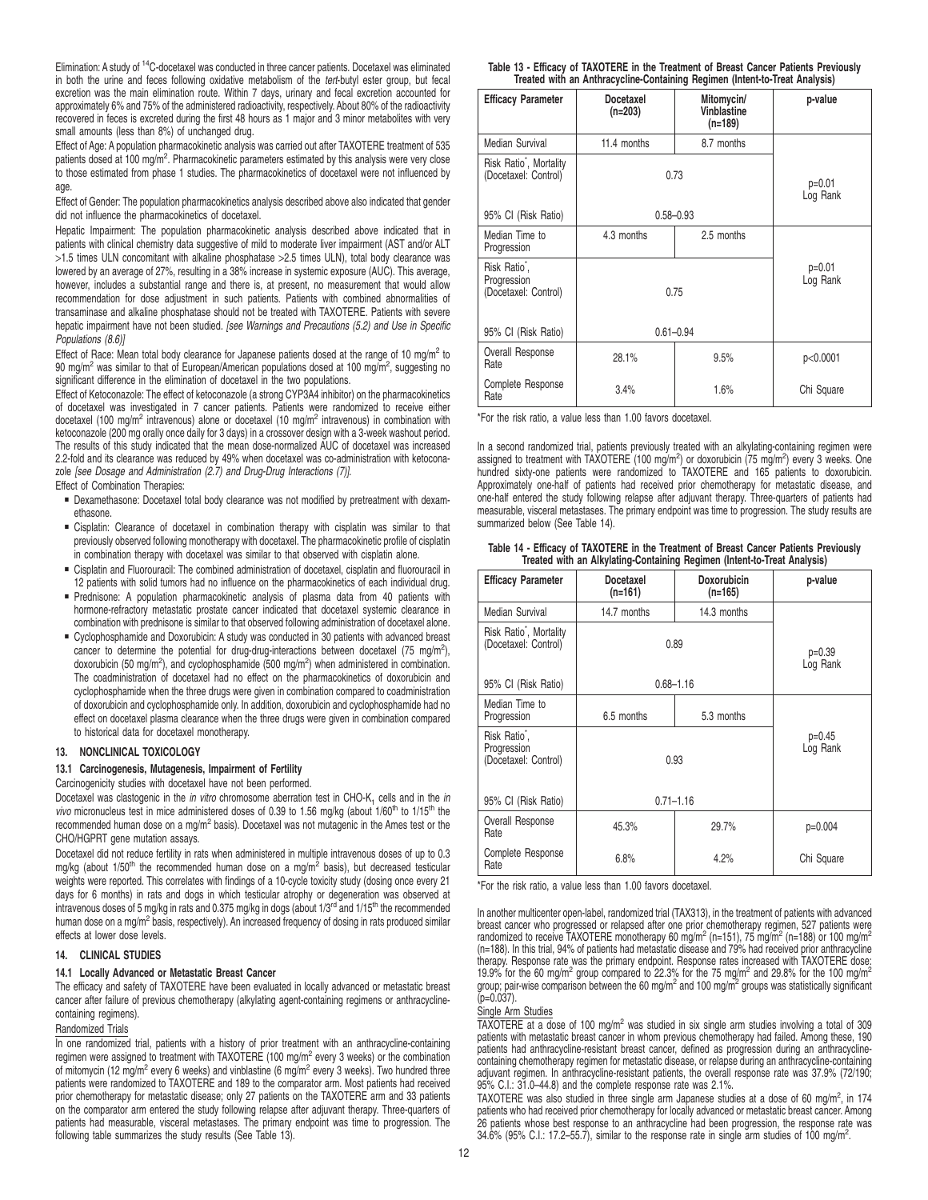Elimination: A study of $^{14}$C-docetaxel was conducted in three cancer patients. Docetaxel was eliminated in both the urine and feces following oxidative metabolism of the *tert*-butyl ester group, but fecal excretion was the main elimination route. Within 7 days, urinary and fecal excretion accounted for approximately 6% and 75% of the administered radioactivity, respectively. About 80% of the radioactivity recovered in feces is excreted during the first 48 hours as 1 major and 3 minor metabolites with very small amounts (less than 8%) of unchanged drug.

Effect of Age: A population pharmacokinetic analysis was carried out after TAXOTERE treatment of 535 patients dosed at 100 mg/m$^2$. Pharmacokinetic parameters estimated by this analysis were very close to those estimated from phase 1 studies. The pharmacokinetics of docetaxel were not influenced by age.

Effect of Gender: The population pharmacokinetics analysis described above also indicated that gender did not influence the pharmacokinetics of docetaxel.

Hepatic Impairment: The population pharmacokinetic analysis described above indicated that in patients with clinical chemistry data suggestive of mild to moderate liver impairment (AST and/or ALT >1.5 times ULN concomitant with alkaline phosphatase >2.5 times ULN), total body clearance was lowered by an average of 27%, resulting in a 38% increase in systemic exposure (AUC). This average, however, includes a substantial range and there is, at present, no measurement that would allow recommendation for dose adjustment in such patients. Patients with combined abnormalities of transaminase and alkaline phosphatase should not be treated with TAXOTERE. Patients with severe hepatic impairment have not been studied. *[see Warnings and Precautions (5.2) and Use in Specific Populations (8.6)]*

Effect of Race: Mean total body clearance for Japanese patients dosed at the range of 10 mg/m$^2$ to 90 mg/m$^2$ was similar to that of European/American populations dosed at 100 mg/m$^2$, suggesting no significant difference in the elimination of docetaxel in the two populations.

Effect of Ketoconazole: The effect of ketoconazole (a strong CYP3A4 inhibitor) on the pharmacokinetics of docetaxel was investigated in 7 cancer patients. Patients were randomized to receive either docetaxel (100 mg/m$^2$ intravenous) alone or docetaxel (10 mg/m$^2$ intravenous) in combination with ketoconazole (200 mg orally once daily for 3 days) in a crossover design with a 3-week washout period. The results of this study indicated that the mean dose-normalized AUC of docetaxel was increased 2.2-fold and its clearance was reduced by 49% when docetaxel was co-administration with ketoconazole *[see Dosage and Administration (2.7) and Drug-Drug Interactions (7)]*.

Effect of Combination Therapies:

- Dexamethasone: Docetaxel total body clearance was not modified by pretreatment with dexamethasone.
- Cisplatin: Clearance of docetaxel in combination therapy with cisplatin was similar to that previously observed following monotherapy with docetaxel. The pharmacokinetic profile of cisplatin in combination therapy with docetaxel was similar to that observed with cisplatin alone.
- Cisplatin and Fluorouracil: The combined administration of docetaxel, cisplatin and fluorouracil in 12 patients with solid tumors had no influence on the pharmacokinetics of each individual drug.
- Prednisone: A population pharmacokinetic analysis of plasma data from 40 patients with hormone-refractory metastatic prostate cancer indicated that docetaxel systemic clearance in combination with prednisone is similar to that observed following administration of docetaxel alone.
- Cyclophosphamide and Doxorubicin: A study was conducted in 30 patients with advanced breast cancer to determine the potential for drug-drug-interactions between docetaxel (75 mg/m$^2$), doxorubicin (50 mg/m$^2$), and cyclophosphamide (500 mg/m$^2$) when administered in combination. The coadministration of docetaxel had no effect on the pharmacokinetics of doxorubicin and cyclophosphamide when the three drugs were given in combination compared to coadministration of doxorubicin and cyclophosphamide only. In addition, doxorubicin and cyclophosphamide had no effect on docetaxel plasma clearance when the three drugs were given in combination compared to historical data for docetaxel monotherapy.

## 13. NONCLINICAL TOXICOLOGY

### 13.1 Carcinogenesis, Mutagenesis, Impairment of Fertility

Carcinogenicity studies with docetaxel have not been performed.

Docetaxel was clastogenic in the *in vitro* chromosome aberration test in CHO-K$_1$ cells and in the *in vivo* micronucleus test in mice administered doses of 0.39 to 1.56 mg/kg (about 1/60$^{th}$ to 1/15$^{th}$ the recommended human dose on a mg/m$^2$ basis). Docetaxel was not mutagenic in the Ames test or the CHO/HGPRT gene mutation assays.

Docetaxel did not reduce fertility in rats when administered in multiple intravenous doses of up to 0.3 mg/kg (about 1/50$^{th}$ the recommended human dose on a mg/m$^2$ basis), but decreased testicular weights were reported. This correlates with findings of a 10-cycle toxicity study (dosing once every 21 days for 6 months) in rats and dogs in which testicular atrophy or degeneration was observed at intravenous doses of 5 mg/kg in rats and 0.375 mg/kg in dogs (about 1/3$^{rd}$ and 1/15$^{th}$ the recommended human dose on a mg/m$^2$ basis, respectively). An increased frequency of dosing in rats produced similar effects at lower dose levels.

## 14. CLINICAL STUDIES

### 14.1 Locally Advanced or Metastatic Breast Cancer

The efficacy and safety of TAXOTERE have been evaluated in locally advanced or metastatic breast cancer after failure of previous chemotherapy (alkylating agent-containing regimens or anthracycline-containing regimens).

Randomized Trials

In one randomized trial, patients with a history of prior treatment with an anthracycline-containing regimen were assigned to treatment with TAXOTERE (100 mg/m$^2$ every 3 weeks) or the combination of mitomycin (12 mg/m$^2$ every 6 weeks) and vinblastine (6 mg/m$^2$ every 3 weeks). Two hundred three patients were randomized to TAXOTERE and 189 to the comparator arm. Most patients had received prior chemotherapy for metastatic disease; only 27 patients on the TAXOTERE arm and 33 patients on the comparator arm entered the study following relapse after adjuvant therapy. Three-quarters of patients had measurable, visceral metastases. The primary endpoint was time to progression. The following table summarizes the study results (See Table 13).

**Table 13 - Efficacy of TAXOTERE in the Treatment of Breast Cancer Patients Previously Treated with an Anthracycline-Containing Regimen (Intent-to-Treat Analysis)**

| Efficacy Parameter | Docetaxel (n=203) | Mitomycin/ Vinblastine (n=189) | p-value |
|---|---|---|---|
| Median Survival | 11.4 months | 8.7 months | p=0.01 Log Rank |
| Risk Ratio*, Mortality (Docetaxel: Control) | 0.73 | | |
| 95% CI (Risk Ratio) | 0.58–0.93 | | |
| Median Time to Progression | 4.3 months | 2.5 months | p=0.01 Log Rank |
| Risk Ratio*, Progression (Docetaxel: Control) | 0.75 | | |
| 95% CI (Risk Ratio) | 0.61–0.94 | | |
| Overall Response Rate | 28.1% | 9.5% | p<0.0001 |
| Complete Response Rate | 3.4% | 1.6% | Chi Square |

*For the risk ratio, a value less than 1.00 favors docetaxel.

In a second randomized trial, patients previously treated with an alkylating-containing regimen were assigned to treatment with TAXOTERE (100 mg/m$^2$) or doxorubicin (75 mg/m$^2$) every 3 weeks. One hundred sixty-one patients were randomized to TAXOTERE and 165 patients to doxorubicin. Approximately one-half of patients had received prior chemotherapy for metastatic disease, and one-half entered the study following relapse after adjuvant therapy. Three-quarters of patients had measurable, visceral metastases. The primary endpoint was time to progression. The study results are summarized below (See Table 14).

**Table 14 - Efficacy of TAXOTERE in the Treatment of Breast Cancer Patients Previously Treated with an Alkylating-Containing Regimen (Intent-to-Treat Analysis)**

| Efficacy Parameter | Docetaxel (n=161) | Doxorubicin (n=165) | p-value |
|---|---|---|---|
| Median Survival | 14.7 months | 14.3 months | p=0.39 Log Rank |
| Risk Ratio*, Mortality (Docetaxel: Control) | 0.89 | | |
| 95% CI (Risk Ratio) | 0.68–1.16 | | |
| Median Time to Progression | 6.5 months | 5.3 months | p=0.45 Log Rank |
| Risk Ratio*, Progression (Docetaxel: Control) | 0.93 | | |
| 95% CI (Risk Ratio) | 0.71–1.16 | | |
| Overall Response Rate | 45.3% | 29.7% | p=0.004 |
| Complete Response Rate | 6.8% | 4.2% | Chi Square |

*For the risk ratio, a value less than 1.00 favors docetaxel.

In another multicenter open-label, randomized trial (TAX313), in the treatment of patients with advanced breast cancer who progressed or relapsed after one prior chemotherapy regimen, 527 patients were randomized to receive TAXOTERE monotherapy 60 mg/m$^2$ (n=151), 75 mg/m$^2$ (n=188) or 100 mg/m$^2$ (n=188). In this trial, 94% of patients had metastatic disease and 79% had received prior anthracycline therapy. Response rate was the primary endpoint. Response rates increased with TAXOTERE dose: 19.9% for the 60 mg/m$^2$ group compared to 22.3% for the 75 mg/m$^2$ and 29.8% for the 100 mg/m$^2$ group; pair-wise comparison between the 60 mg/m$^2$ and 100 mg/m$^2$ groups was statistically significant (p=0.037).

Single Arm Studies

TAXOTERE at a dose of 100 mg/m$^2$ was studied in six single arm studies involving a total of 309 patients with metastatic breast cancer in whom previous chemotherapy had failed. Among these, 190 patients had anthracycline-resistant breast cancer, defined as progression during an anthracycline-containing chemotherapy regimen for metastatic disease, or relapse during an anthracycline-containing adjuvant regimen. In anthracycline-resistant patients, the overall response rate was 37.9% (72/190; 95% C.I.: 31.0–44.8) and the complete response rate was 2.1%.

TAXOTERE was also studied in three single arm Japanese studies at a dose of 60 mg/m$^2$, in 174 patients who had received prior chemotherapy for locally advanced or metastatic breast cancer. Among 26 patients whose best response to an anthracycline had been progression, the response rate was 34.6% (95% C.I.: 17.2–55.7), similar to the response rate in single arm studies of 100 mg/m$^2$.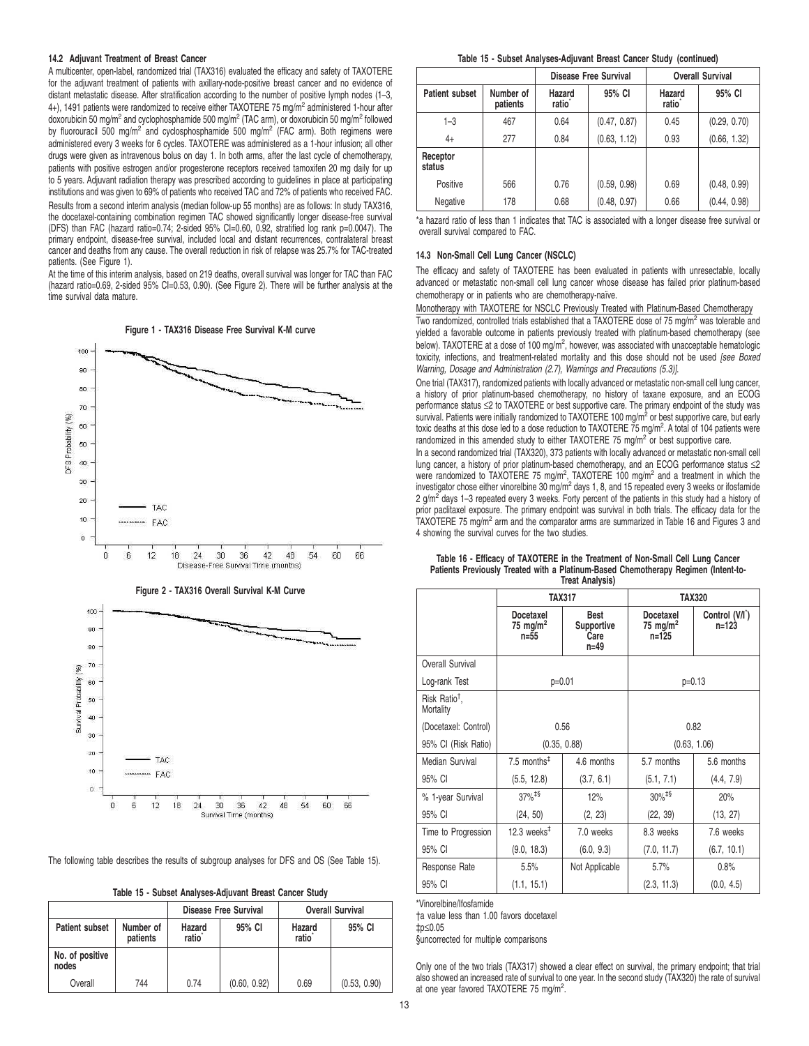### 14.2 Adjuvant Treatment of Breast Cancer

A multicenter, open-label, randomized trial (TAX316) evaluated the efficacy and safety of TAXOTERE for the adjuvant treatment of patients with axillary-node-positive breast cancer and no evidence of distant metastatic disease. After stratification according to the number of positive lymph nodes (1–3, 4+), 1491 patients were randomized to receive either TAXOTERE 75 mg/m$^2$ administered 1-hour after doxorubicin 50 mg/m$^2$ and cyclophosphamide 500 mg/m$^2$ (TAC arm), or doxorubicin 50 mg/m$^2$ followed by fluorouracil 500 mg/m$^2$ and cyclosphosphamide 500 mg/m$^2$ (FAC arm). Both regimens were administered every 3 weeks for 6 cycles. TAXOTERE was administered as a 1-hour infusion; all other drugs were given as intravenous bolus on day 1. In both arms, after the last cycle of chemotherapy, patients with positive estrogen and/or progesterone receptors received tamoxifen 20 mg daily for up to 5 years. Adjuvant radiation therapy was prescribed according to guidelines in place at participating institutions and was given to 69% of patients who received TAC and 72% of patients who received FAC.

Results from a second interim analysis (median follow-up 55 months) are as follows: In study TAX316, the docetaxel-containing combination regimen TAC showed significantly longer disease-free survival (DFS) than FAC (hazard ratio=0.74; 2-sided 95% CI=0.60, 0.92, stratified log rank p=0.0047). The primary endpoint, disease-free survival, included local and distant recurrences, contralateral breast cancer and deaths from any cause. The overall reduction in risk of relapse was 25.7% for TAC-treated patients. (See Figure 1).

At the time of this interim analysis, based on 219 deaths, overall survival was longer for TAC than FAC (hazard ratio=0.69, 2-sided 95% CI=0.53, 0.90). (See Figure 2). There will be further analysis at the time survival data mature.

**Figure 1 - TAX316 Disease Free Survival K-M curve**

**Figure 2 - TAX316 Overall Survival K-M Curve**

The following table describes the results of subgroup analyses for DFS and OS (See Table 15).

**Table 15 - Subset Analyses-Adjuvant Breast Cancer Study**

| | | Disease Free Survival | | Overall Survival | |
|---|---|---|---|---|---|
| Patient subset | Number of patients | Hazard ratio* | 95% CI | Hazard ratio* | 95% CI |
| No. of positive nodes | | | | | |
| Overall | 744 | 0.74 | (0.60, 0.92) | 0.69 | (0.53, 0.90) |
| 1–3 | 467 | 0.64 | (0.47, 0.87) | 0.45 | (0.29, 0.70) |
| 4+ | 277 | 0.84 | (0.63, 1.12) | 0.93 | (0.66, 1.32) |
| Receptor status | | | | | |
| Positive | 566 | 0.76 | (0.59, 0.98) | 0.69 | (0.48, 0.99) |
| Negative | 178 | 0.68 | (0.48, 0.97) | 0.66 | (0.44, 0.98) |

*a hazard ratio of less than 1 indicates that TAC is associated with a longer disease free survival or overall survival compared to FAC.

### 14.3 Non-Small Cell Lung Cancer (NSCLC)

The efficacy and safety of TAXOTERE has been evaluated in patients with unresectable, locally advanced or metastatic non-small cell lung cancer whose disease has failed prior platinum-based chemotherapy or in patients who are chemotherapy-naïve.

Monotherapy with TAXOTERE for NSCLC Previously Treated with Platinum-Based Chemotherapy

Two randomized, controlled trials established that a TAXOTERE dose of 75 mg/m$^2$ was tolerable and yielded a favorable outcome in patients previously treated with platinum-based chemotherapy (see below). TAXOTERE at a dose of 100 mg/m$^2$, however, was associated with unacceptable hematologic toxicity, infections, and treatment-related mortality and this dose should not be used *[see Boxed Warning, Dosage and Administration (2.7), Warnings and Precautions (5.3)]*.

One trial (TAX317), randomized patients with locally advanced or metastatic non-small cell lung cancer, a history of prior platinum-based chemotherapy, no history of taxane exposure, and an ECOG performance status ≤2 to TAXOTERE or best supportive care. The primary endpoint of the study was survival. Patients were initially randomized to TAXOTERE 100 mg/m$^2$ or best supportive care, but early toxic deaths at this dose led to a dose reduction to TAXOTERE 75 mg/m$^2$. A total of 104 patients were randomized in this amended study to either TAXOTERE 75 mg/m$^2$ or best supportive care.

In a second randomized trial (TAX320), 373 patients with locally advanced or metastatic non-small cell lung cancer, a history of prior platinum-based chemotherapy, and an ECOG performance status ≤2 were randomized to TAXOTERE 75 mg/m$^2$, TAXOTERE 100 mg/m$^2$ and a treatment in which the investigator chose either vinorelbine 30 mg/m$^2$ days 1, 8, and 15 repeated every 3 weeks or ifosfamide 2 g/m$^2$ days 1–3 repeated every 3 weeks. Forty percent of the patients in this study had a history of prior paclitaxel exposure. The primary endpoint was survival in both trials. The efficacy data for the TAXOTERE 75 mg/m$^2$ arm and the comparator arms are summarized in Table 16 and Figures 3 and 4 showing the survival curves for the two studies.

**Table 16 - Efficacy of TAXOTERE in the Treatment of Non-Small Cell Lung Cancer Patients Previously Treated with a Platinum-Based Chemotherapy Regimen (Intent-to-Treat Analysis)**

| | TAX317 | | TAX320 | |
|---|---|---|---|---|
| | Docetaxel 75 mg/m$^2$ n=55 | Best Supportive Care n=49 | Docetaxel 75 mg/m$^2$ n=125 | Control (V/I*) n=123 |
| Overall Survival | | | | |
| Log-rank Test | p=0.01 | | p=0.13 | |
| Risk Ratio†, Mortality | | | | |
| (Docetaxel: Control) | 0.56 | | 0.82 | |
| 95% CI (Risk Ratio) | (0.35, 0.88) | | (0.63, 1.06) | |
| Median Survival | 7.5 months‡ | 4.6 months | 5.7 months | 5.6 months |
| 95% CI | (5.5, 12.8) | (3.7, 6.1) | (5.1, 7.1) | (4.4, 7.9) |
| % 1-year Survival | 37%‡§ | 12% | 30%‡§ | 20% |
| 95% CI | (24, 50) | (2, 23) | (22, 39) | (13, 27) |
| Time to Progression | 12.3 weeks‡ | 7.0 weeks | 8.3 weeks | 7.6 weeks |
| 95% CI | (9.0, 18.3) | (6.0, 9.3) | (7.0, 11.7) | (6.7, 10.1) |
| Response Rate | 5.5% | Not Applicable | 5.7% | 0.8% |
| 95% CI | (1.1, 15.1) | | (2.3, 11.3) | (0.0, 4.5) |

*Vinorelbine/Ifosfamide

†a value less than 1.00 favors docetaxel

‡p≤0.05

§uncorrected for multiple comparisons

Only one of the two trials (TAX317) showed a clear effect on survival, the primary endpoint; that trial also showed an increased rate of survival to one year. In the second study (TAX320) the rate of survival at one year favored TAXOTERE 75 mg/m$^2$.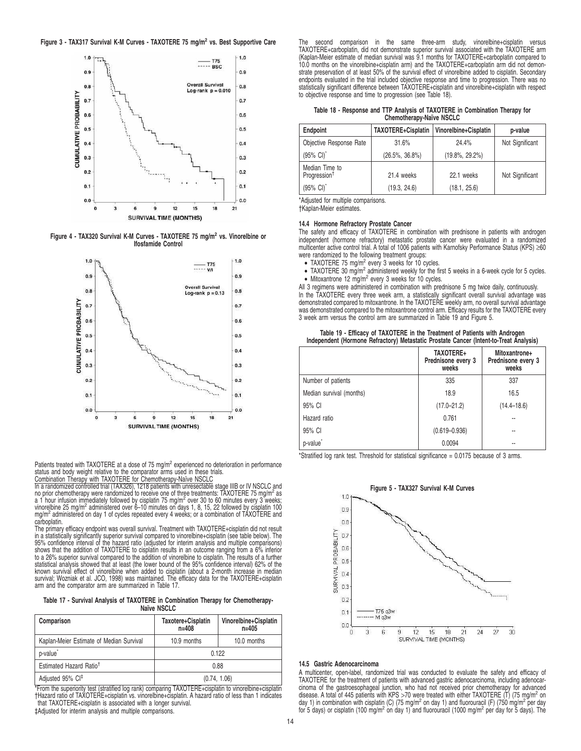**Figure 3 - TAX317 Survival K-M Curves - TAXOTERE 75 mg/m² vs. Best Supportive Care**

**Figure 4 - TAX320 Survival K-M Curves - TAXOTERE 75 mg/m² vs. Vinorelbine or Ifosfamide Control**

Patients treated with TAXOTERE at a dose of 75 mg/m² experienced no deterioration in performance status and body weight relative to the comparator arms used in these trials.

Combination Therapy with TAXOTERE for Chemotherapy-Naïve NSCLC

In a randomized controlled trial (TAX326), 1218 patients with unresectable stage IIIB or IV NSCLC and no prior chemotherapy were randomized to receive one of three treatments: TAXOTERE 75 mg/m² as a 1 hour infusion immediately followed by cisplatin 75 mg/m² over 30 to 60 minutes every 3 weeks; vinorelbine 25 mg/m² administered over 6–10 minutes on days 1, 8, 15, 22 followed by cisplatin 100 mg/m² administered on day 1 of cycles repeated every 4 weeks; or a combination of TAXOTERE and carboplatin.

The primary efficacy endpoint was overall survival. Treatment with TAXOTERE+cisplatin did not result in a statistically significantly superior survival compared to vinorelbine+cisplatin (see table below). The 95% confidence interval of the hazard ratio (adjusted for interim analysis and multiple comparisons) shows that the addition of TAXOTERE to cisplatin results in an outcome ranging from a 6% inferior to a 26% superior survival compared to the addition of vinorelbine to cisplatin. The results of a further statistical analysis showed that at least (the lower bound of the 95% confidence interval) 62% of the known survival effect of vinorelbine when added to cisplatin (about a 2-month increase in median survival; Wozniak et al. JCO, 1998) was maintained. The efficacy data for the TAXOTERE+cisplatin arm and the comparator arm are summarized in Table 17.

**Table 17 - Survival Analysis of TAXOTERE in Combination Therapy for Chemotherapy-Naïve NSCLC**

| Comparison | Taxotere+Cisplatin n=408 | Vinorelbine+Cisplatin n=405 |
|---|---|---|
| Kaplan-Meier Estimate of Median Survival | 10.9 months | 10.0 months |
| p-value* | 0.122 | |
| Estimated Hazard Ratio† | 0.88 | |
| Adjusted 95% CI‡ | (0.74, 1.06) | |

*From the superiority test (stratified log rank) comparing TAXOTERE+cisplatin to vinorelbine+cisplatin
†Hazard ratio of TAXOTERE+cisplatin vs. vinorelbine+cisplatin. A hazard ratio of less than 1 indicates that TAXOTERE+cisplatin is associated with a longer survival.
‡Adjusted for interim analysis and multiple comparisons.

The second comparison in the same three-arm study, vinorelbine+cisplatin versus TAXOTERE+carboplatin, did not demonstrate superior survival associated with the TAXOTERE arm (Kaplan-Meier estimate of median survival was 9.1 months for TAXOTERE+carboplatin compared to 10.0 months on the vinorelbine+cisplatin arm) and the TAXOTERE+carboplatin arm did not demonstrate preservation of at least 50% of the survival effect of vinorelbine added to cisplatin. Secondary endpoints evaluated in the trial included objective response and time to progression. There was no statistically significant difference between TAXOTERE+cisplatin and vinorelbine+cisplatin with respect to objective response and time to progression (see Table 18).

**Table 18 - Response and TTP Analysis of TAXOTERE in Combination Therapy for Chemotherapy-Naïve NSCLC**

| Endpoint | TAXOTERE+Cisplatin | Vinorelbine+Cisplatin | p-value |
|---|---|---|---|
| Objective Response Rate | 31.6% | 24.4% | Not Significant |
| (95% CI)* | (26.5%, 36.8%) | (19.8%, 29.2%) | |
| Median Time to Progression† | 21.4 weeks | 22.1 weeks | Not Significant |
| (95% CI)* | (19.3, 24.6) | (18.1, 25.6) | |

*Adjusted for multiple comparisons.
†Kaplan-Meier estimates.

### 14.4 Hormone Refractory Prostate Cancer

The safety and efficacy of TAXOTERE in combination with prednisone in patients with androgen independent (hormone refractory) metastatic prostate cancer were evaluated in a randomized multicenter active control trial. A total of 1006 patients with Karnofsky Performance Status (KPS) ≥60 were randomized to the following treatment groups:

- TAXOTERE 75 mg/m² every 3 weeks for 10 cycles.
- TAXOTERE 30 mg/m² administered weekly for the first 5 weeks in a 6-week cycle for 5 cycles.
- Mitoxantrone 12 mg/m² every 3 weeks for 10 cycles.

All 3 regimens were administered in combination with prednisone 5 mg twice daily, continuously.

In the TAXOTERE every three week arm, a statistically significant overall survival advantage was demonstrated compared to mitoxantrone. In the TAXOTERE weekly arm, no overall survival advantage was demonstrated compared to the mitoxantrone control arm. Efficacy results for the TAXOTERE every 3 week arm versus the control arm are summarized in Table 19 and Figure 5.

**Table 19 - Efficacy of TAXOTERE in the Treatment of Patients with Androgen Independent (Hormone Refractory) Metastatic Prostate Cancer (Intent-to-Treat Analysis)**

| | TAXOTERE+ Prednisone every 3 weeks | Mitoxantrone+ Prednisone every 3 weeks |
|---|---|---|
| Number of patients | 335 | 337 |
| Median survival (months) | 18.9 | 16.5 |
| 95% CI | (17.0–21.2) | (14.4–18.6) |
| Hazard ratio | 0.761 | -- |
| 95% CI | (0.619–0.936) | -- |
| p-value* | 0.0094 | -- |

*Stratified log rank test. Threshold for statistical significance = 0.0175 because of 3 arms.

**Figure 5 - TAX327 Survival K-M Curves**

### 14.5 Gastric Adenocarcinoma

A multicenter, open-label, randomized trial was conducted to evaluate the safety and efficacy of TAXOTERE for the treatment of patients with advanced gastric adenocarcinoma, including adenocarcinoma of the gastroesophageal junction, who had not received prior chemotherapy for advanced disease. A total of 445 patients with KPS >70 were treated with either TAXOTERE (T) (75 mg/m² on day 1) in combination with cisplatin (C) (75 mg/m² on day 1) and fluorouracil (F) (750 mg/m² per day for 5 days) or cisplatin (100 mg/m² on day 1) and fluorouracil (1000 mg/m² per day for 5 days). The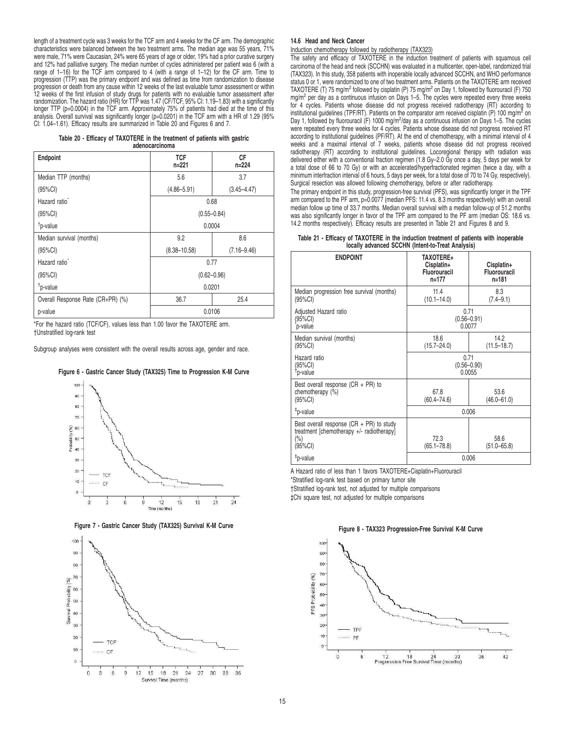length of a treatment cycle was 3 weeks for the TCF arm and 4 weeks for the CF arm. The demographic characteristics were balanced between the two treatment arms. The median age was 55 years, 71% were male, 71% were Caucasian, 24% were 65 years of age or older, 19% had a prior curative surgery and 12% had palliative surgery. The median number of cycles administered per patient was 6 (with a range of 1–16) for the TCF arm compared to 4 (with a range of 1–12) for the CF arm. Time to progression (TTP) was the primary endpoint and was defined as time from randomization to disease progression or death from any cause within 12 weeks of the last evaluable tumor assessment or within 12 weeks of the first infusion of study drugs for patients with no evaluable tumor assessment after randomization. The hazard ratio (HR) for TTP was 1.47 (CF/TCF, 95% CI: 1.19–1.83) with a significantly longer TTP (p=0.0004) in the TCF arm. Approximately 75% of patients had died at the time of this analysis. Overall survival was significantly longer (p=0.0201) in the TCF arm with a HR of 1.29 (95% CI: 1.04–1.61). Efficacy results are summarized in Table 20 and Figures 6 and 7.

**Table 20 - Efficacy of TAXOTERE in the treatment of patients with gastric adenocarcinoma**

| Endpoint | TCF n=221 | CF n=224 |
|---|---|---|
| Median TTP (months) | 5.6 | 3.7 |
| (95%CI) | (4.86–5.91) | (3.45–4.47) |
| Hazard ratio* | 0.68 | |
| (95%CI) | (0.55–0.84) | |
| †p-value | 0.0004 | |
| Median survival (months) | 9.2 | 8.6 |
| (95%CI) | (8.38–10.58) | (7.16–9.46) |
| Hazard ratio* | 0.77 | |
| (95%CI) | (0.62–0.96) | |
| †p-value | 0.0201 | |
| Overall Response Rate (CR+PR) (%) | 36.7 | 25.4 |
| p-value | 0.0106 | |

*For the hazard ratio (TCF/CF), values less than 1.00 favor the TAXOTERE arm.
†Unstratified log-rank test

Subgroup analyses were consistent with the overall results across age, gender and race.

**Figure 6 - Gastric Cancer Study (TAX325) Time to Progression K-M Curve**

**Figure 7 - Gastric Cancer Study (TAX325) Survival K-M Curve**

### 14.6 Head and Neck Cancer

Induction chemotherapy followed by radiotherapy (TAX323)

The safety and efficacy of TAXOTERE in the induction treatment of patients with squamous cell carcinoma of the head and neck (SCCHN) was evaluated in a multicenter, open-label, randomized trial (TAX323). In this study, 358 patients with inoperable locally advanced SCCHN, and WHO performance status 0 or 1, were randomized to one of two treatment arms. Patients on the TAXOTERE arm received TAXOTERE (T) 75 mg/m$^2$ followed by cisplatin (P) 75 mg/m$^2$ on Day 1, followed by fluorouracil (F) 750 mg/m$^2$ per day as a continuous infusion on Days 1–5. The cycles were repeated every three weeks for 4 cycles. Patients whose disease did not progress received radiotherapy (RT) according to institutional guidelines (TPF/RT). Patients on the comparator arm received cisplatin (P) 100 mg/m$^2$ on Day 1, followed by fluorouracil (F) 1000 mg/m$^2$/day as a continuous infusion on Days 1–5. The cycles were repeated every three weeks for 4 cycles. Patients whose disease did not progress received RT according to institutional guidelines (PF/RT). At the end of chemotherapy, with a minimal interval of 4 weeks and a maximal interval of 7 weeks, patients whose disease did not progress received radiotherapy (RT) according to institutional guidelines. Locoregional therapy with radiation was delivered either with a conventional fraction regimen (1.8 Gy–2.0 Gy once a day, 5 days per week for a total dose of 66 to 70 Gy) or with an accelerated/hyperfractionated regimen (twice a day, with a minimum interfraction interval of 6 hours, 5 days per week, for a total dose of 70 to 74 Gy, respectively). Surgical resection was allowed following chemotherapy, before or after radiotherapy.

The primary endpoint in this study, progression-free survival (PFS), was significantly longer in the TPF arm compared to the PF arm, p=0.0077 (median PFS: 11.4 vs. 8.3 months respectively) with an overall median follow up time of 33.7 months. Median overall survival with a median follow-up of 51.2 months was also significantly longer in favor of the TPF arm compared to the PF arm (median OS: 18.6 vs. 14.2 months respectively). Efficacy results are presented in Table 21 and Figures 8 and 9.

**Table 21 - Efficacy of TAXOTERE in the induction treatment of patients with inoperable locally advanced SCCHN (Intent-to-Treat Analysis)**

| ENDPOINT | TAXOTERE+ Cisplatin+ Fluorouracil n=177 | Cisplatin+ Fluorouracil n=181 |
|---|---|---|
| Median progression free survival (months) (95%CI) | 11.4 (10.1–14.0) | 8.3 (7.4–9.1) |
| Adjusted Hazard ratio (95%CI) *p-value | 0.71 (0.56–0.91) 0.0077 | |
| Median survival (months) (95%CI) | 18.6 (15.7–24.0) | 14.2 (11.5–18.7) |
| Hazard ratio (95%CI) †p-value | 0.71 (0.56–0.90) 0.0055 | |
| Best overall response (CR + PR) to chemotherapy (%) (95%CI) | 67.8 (60.4–74.6) | 53.6 (46.0–61.0) |
| ‡p-value | 0.006 | |
| Best overall response (CR + PR) to study treatment [chemotherapy +/- radiotherapy] (%) (95%CI) | 72.3 (65.1–78.8) | 58.6 (51.0–65.8) |
| ‡p-value | 0.006 | |

A Hazard ratio of less than 1 favors TAXOTERE+Cisplatin+Fluorouracil
*Stratified log-rank test based on primary tumor site
†Stratified log-rank test, not adjusted for multiple comparisons
‡Chi square test, not adjusted for multiple comparisons

**Figure 8 - TAX323 Progression-Free Survival K-M Curve**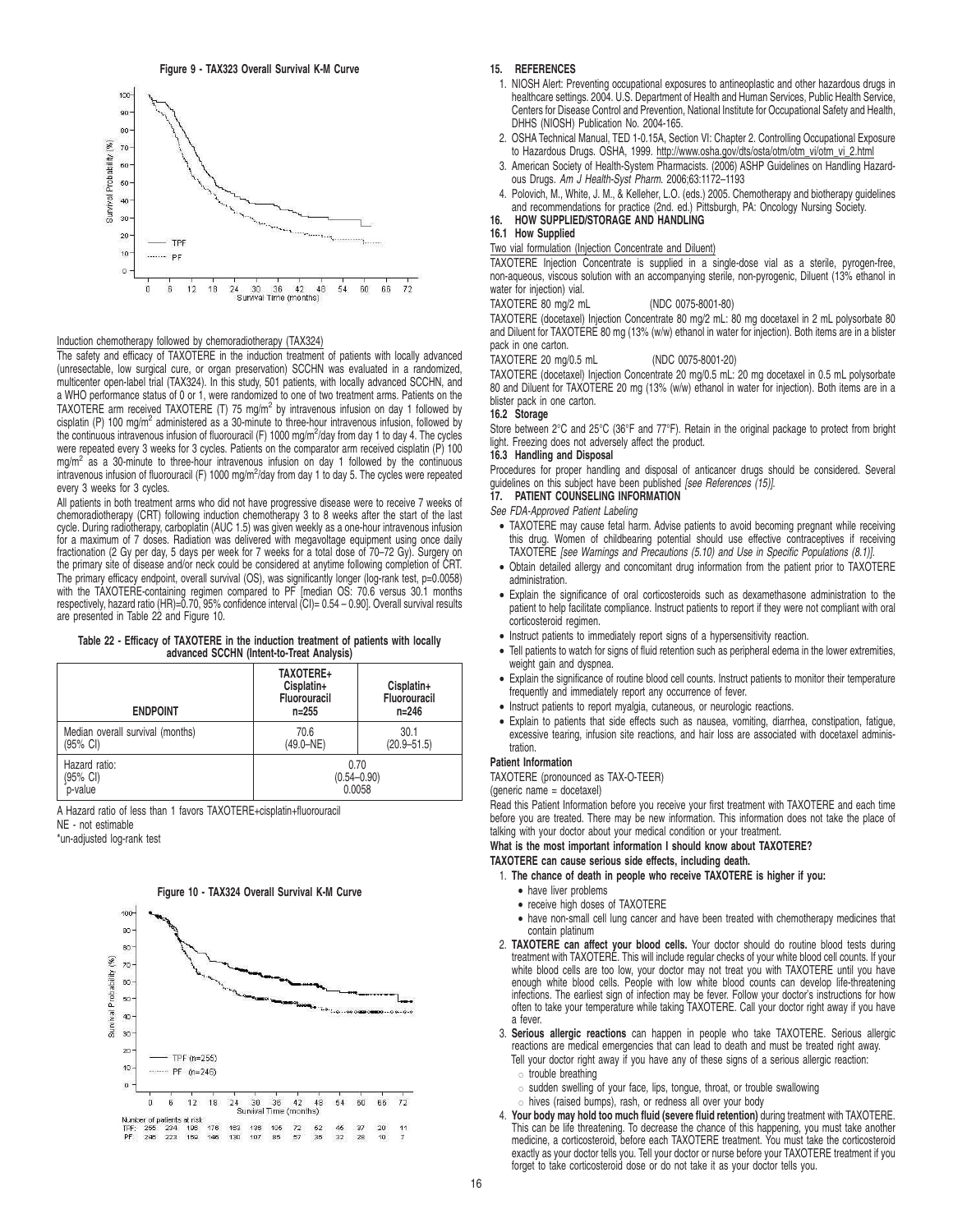**Figure 9 - TAX323 Overall Survival K-M Curve**

#### Induction chemotherapy followed by chemoradiotherapy (TAX324)

The safety and efficacy of TAXOTERE in the induction treatment of patients with locally advanced (unresectable, low surgical cure, or organ preservation) SCCHN was evaluated in a randomized, multicenter open-label trial (TAX324). In this study, 501 patients, with locally advanced SCCHN, and a WHO performance status of 0 or 1, were randomized to one of two treatment arms. Patients on the TAXOTERE arm received TAXOTERE (T) 75 mg/m$^2$ by intravenous infusion on day 1 followed by cisplatin (P) 100 mg/m$^2$ administered as a 30-minute to three-hour intravenous infusion, followed by the continuous intravenous infusion of fluorouracil (F) 1000 mg/m$^2$/day from day 1 to day 4. The cycles were repeated every 3 weeks for 3 cycles. Patients on the comparator arm received cisplatin (P) 100 mg/m$^2$ as a 30-minute to three-hour intravenous infusion on day 1 followed by the continuous intravenous infusion of fluorouracil (F) 1000 mg/m$^2$/day from day 1 to day 5. The cycles were repeated every 3 weeks for 3 cycles.

All patients in both treatment arms who did not have progressive disease were to receive 7 weeks of chemoradiotherapy (CRT) following induction chemotherapy 3 to 8 weeks after the start of the last cycle. During radiotherapy, carboplatin (AUC 1.5) was given weekly as a one-hour intravenous infusion for a maximum of 7 doses. Radiation was delivered with megavoltage equipment using once daily fractionation (2 Gy per day, 5 days per week for 7 weeks for a total dose of 70–72 Gy). Surgery on the primary site of disease and/or neck could be considered at anytime following completion of CRT. The primary efficacy endpoint, overall survival (OS), was significantly longer (log-rank test, p=0.0058) with the TAXOTERE-containing regimen compared to PF [median OS: 70.6 versus 30.1 months respectively, hazard ratio (HR)=0.70, 95% confidence interval (CI)= 0.54 – 0.90]. Overall survival results are presented in Table 22 and Figure 10.

**Table 22 - Efficacy of TAXOTERE in the induction treatment of patients with locally advanced SCCHN (Intent-to-Treat Analysis)**

| ENDPOINT | TAXOTERE+ Cisplatin+ Fluorouracil n=255 | Cisplatin+ Fluorouracil n=246 |
|---|---|---|
| Median overall survival (months) (95% CI) | 70.6 (49.0–NE) | 30.1 (20.9–51.5) |
| Hazard ratio: (95% CI) p-value | 0.70 (0.54–0.90) 0.0058 | |

A Hazard ratio of less than 1 favors TAXOTERE+cisplatin+fluorouracil

NE - not estimable

*un-adjusted log-rank test

**Figure 10 - TAX324 Overall Survival K-M Curve**

## 15. REFERENCES

1. NIOSH Alert: Preventing occupational exposures to antineoplastic and other hazardous drugs in healthcare settings. 2004. U.S. Department of Health and Human Services, Public Health Service, Centers for Disease Control and Prevention, National Institute for Occupational Safety and Health, DHHS (NIOSH) Publication No. 2004-165.
2. OSHA Technical Manual, TED 1-0.15A, Section VI: Chapter 2. Controlling Occupational Exposure to Hazardous Drugs. OSHA, 1999. http://www.osha.gov/dts/osta/otm/otm_vi/otm_vi_2.html
3. American Society of Health-System Pharmacists. (2006) ASHP Guidelines on Handling Hazardous Drugs. *Am J Health-Syst Pharm.* 2006;63:1172–1193
4. Polovich, M., White, J. M., & Kelleher, L.O. (eds.) 2005. Chemotherapy and biotherapy guidelines and recommendations for practice (2nd. ed.) Pittsburgh, PA: Oncology Nursing Society.

## 16. HOW SUPPLIED/STORAGE AND HANDLING

### 16.1 How Supplied

Two vial formulation (Injection Concentrate and Diluent)

TAXOTERE Injection Concentrate is supplied in a single-dose vial as a sterile, pyrogen-free, non-aqueous, viscous solution with an accompanying sterile, non-pyrogenic, Diluent (13% ethanol in water for injection) vial.

TAXOTERE 80 mg/2 mL (NDC 0075-8001-80)

TAXOTERE (docetaxel) Injection Concentrate 80 mg/2 mL: 80 mg docetaxel in 2 mL polysorbate 80 and Diluent for TAXOTERE 80 mg (13% (w/w) ethanol in water for injection). Both items are in a blister pack in one carton.

TAXOTERE 20 mg/0.5 mL (NDC 0075-8001-20)

TAXOTERE (docetaxel) Injection Concentrate 20 mg/0.5 mL: 20 mg docetaxel in 0.5 mL polysorbate 80 and Diluent for TAXOTERE 20 mg (13% (w/w) ethanol in water for injection). Both items are in a blister pack in one carton.

### 16.2 Storage

Store between 2°C and 25°C (36°F and 77°F). Retain in the original package to protect from bright light. Freezing does not adversely affect the product.

### 16.3 Handling and Disposal

Procedures for proper handling and disposal of anticancer drugs should be considered. Several guidelines on this subject have been published *[see References (15)]*.

## 17. PATIENT COUNSELING INFORMATION

*See FDA-Approved Patient Labeling*

- TAXOTERE may cause fetal harm. Advise patients to avoid becoming pregnant while receiving this drug. Women of childbearing potential should use effective contraceptives if receiving TAXOTERE *[see Warnings and Precautions (5.10) and Use in Specific Populations (8.1)]*.
- Obtain detailed allergy and concomitant drug information from the patient prior to TAXOTERE administration.
- Explain the significance of oral corticosteroids such as dexamethasone administration to the patient to help facilitate compliance. Instruct patients to report if they were not compliant with oral corticosteroid regimen.
- Instruct patients to immediately report signs of a hypersensitivity reaction.
- Tell patients to watch for signs of fluid retention such as peripheral edema in the lower extremities, weight gain and dyspnea.
- Explain the significance of routine blood cell counts. Instruct patients to monitor their temperature frequently and immediately report any occurrence of fever.
- Instruct patients to report myalgia, cutaneous, or neurologic reactions.
- Explain to patients that side effects such as nausea, vomiting, diarrhea, constipation, fatigue, excessive tearing, infusion site reactions, and hair loss are associated with docetaxel administration.

**Patient Information**

TAXOTERE (pronounced as TAX-O-TEER)

(generic name = docetaxel)

Read this Patient Information before you receive your first treatment with TAXOTERE and each time before you are treated. There may be new information. This information does not take the place of talking with your doctor about your medical condition or your treatment.

**What is the most important information I should know about TAXOTERE?**

**TAXOTERE can cause serious side effects, including death.**

1. **The chance of death in people who receive TAXOTERE is higher if you:**
   - have liver problems
   - receive high doses of TAXOTERE
   - have non-small cell lung cancer and have been treated with chemotherapy medicines that contain platinum
2. **TAXOTERE can affect your blood cells.** Your doctor should do routine blood tests during treatment with TAXOTERE. This will include regular checks of your white blood cell counts. If your white blood cells are too low, your doctor may not treat you with TAXOTERE until you have enough white blood cells. People with low white blood counts can develop life-threatening infections. The earliest sign of infection may be fever. Follow your doctor's instructions for how often to take your temperature while taking TAXOTERE. Call your doctor right away if you have a fever.
3. **Serious allergic reactions** can happen in people who take TAXOTERE. Serious allergic reactions are medical emergencies that can lead to death and must be treated right away.
   Tell your doctor right away if you have any of these signs of a serious allergic reaction:
   - trouble breathing
   - sudden swelling of your face, lips, tongue, throat, or trouble swallowing
   - hives (raised bumps), rash, or redness all over your body
4. **Your body may hold too much fluid (severe fluid retention)** during treatment with TAXOTERE. This can be life threatening. To decrease the chance of this happening, you must take another medicine, a corticosteroid, before each TAXOTERE treatment. You must take the corticosteroid exactly as your doctor tells you. Tell your doctor or nurse before your TAXOTERE treatment if you forget to take corticosteroid dose or do not take it as your doctor tells you.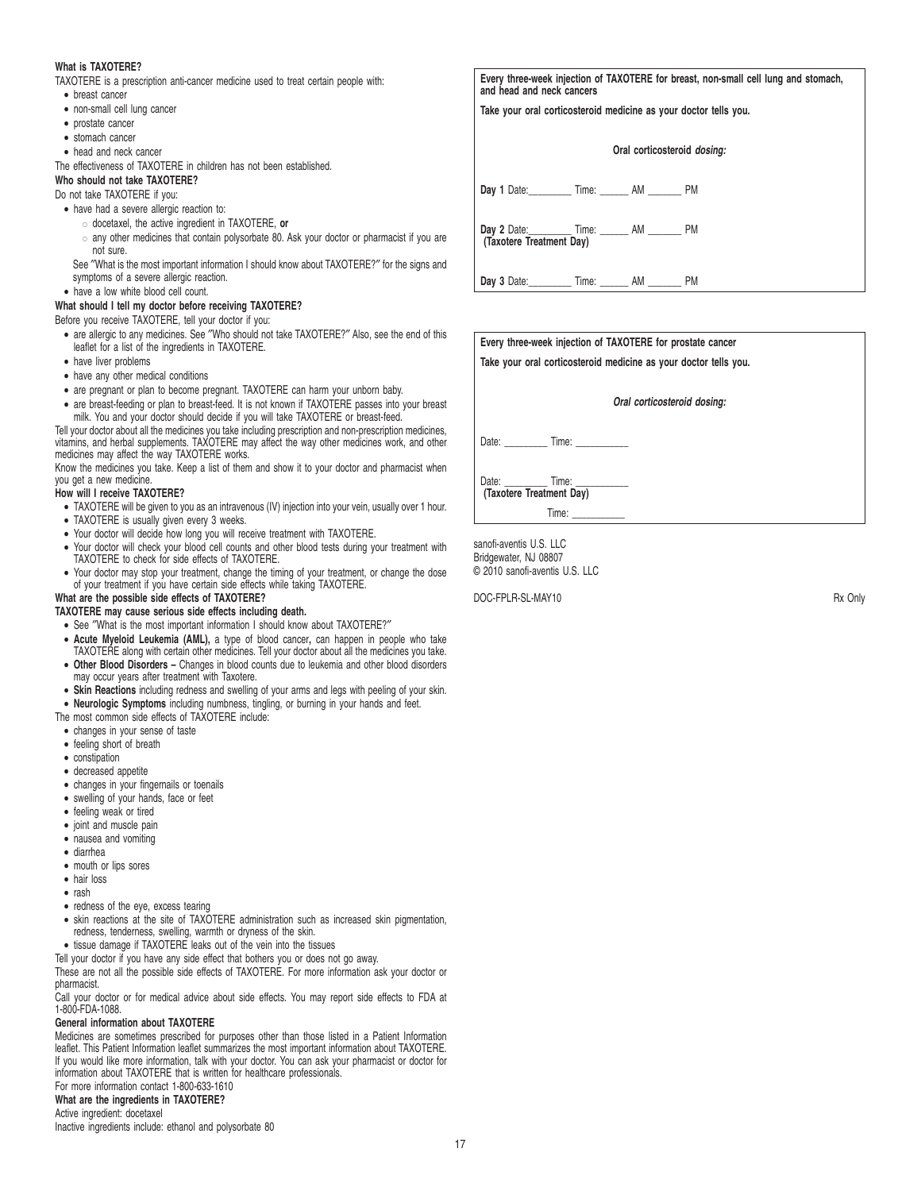**What is TAXOTERE?**

TAXOTERE is a prescription anti-cancer medicine used to treat certain people with:

- breast cancer
- non-small cell lung cancer
- prostate cancer
- stomach cancer
- head and neck cancer

The effectiveness of TAXOTERE in children has not been established.

**Who should not take TAXOTERE?**

Do not take TAXOTERE if you:

- have had a severe allergic reaction to:
  - docetaxel, the active ingredient in TAXOTERE, **or**
  - any other medicines that contain polysorbate 80. Ask your doctor or pharmacist if you are not sure.

  See "What is the most important information I should know about TAXOTERE?" for the signs and symptoms of a severe allergic reaction.
- have a low white blood cell count.

**What should I tell my doctor before receiving TAXOTERE?**

Before you receive TAXOTERE, tell your doctor if you:

- are allergic to any medicines. See "Who should not take TAXOTERE?" Also, see the end of this leaflet for a list of the ingredients in TAXOTERE.
- have liver problems
- have any other medical conditions
- are pregnant or plan to become pregnant. TAXOTERE can harm your unborn baby.
- are breast-feeding or plan to breast-feed. It is not known if TAXOTERE passes into your breast milk. You and your doctor should decide if you will take TAXOTERE or breast-feed.

Tell your doctor about all the medicines you take including prescription and non-prescription medicines, vitamins, and herbal supplements. TAXOTERE may affect the way other medicines work, and other medicines may affect the way TAXOTERE works.

Know the medicines you take. Keep a list of them and show it to your doctor and pharmacist when you get a new medicine.

**How will I receive TAXOTERE?**

- TAXOTERE will be given to you as an intravenous (IV) injection into your vein, usually over 1 hour.
- TAXOTERE is usually given every 3 weeks.
- Your doctor will decide how long you will receive treatment with TAXOTERE.
- Your doctor will check your blood cell counts and other blood tests during your treatment with TAXOTERE to check for side effects of TAXOTERE.
- Your doctor may stop your treatment, change the timing of your treatment, or change the dose of your treatment if you have certain side effects while taking TAXOTERE.

**What are the possible side effects of TAXOTERE?**

**TAXOTERE may cause serious side effects including death.**

- See "What is the most important information I should know about TAXOTERE?"
- **Acute Myeloid Leukemia (AML),** a type of blood cancer**,** can happen in people who take TAXOTERE along with certain other medicines. Tell your doctor about all the medicines you take.
- **Other Blood Disorders –** Changes in blood counts due to leukemia and other blood disorders may occur years after treatment with Taxotere.
- **Skin Reactions** including redness and swelling of your arms and legs with peeling of your skin.
- **Neurologic Symptoms** including numbness, tingling, or burning in your hands and feet.

The most common side effects of TAXOTERE include:

- changes in your sense of taste
- feeling short of breath
- constipation
- decreased appetite
- changes in your fingernails or toenails
- swelling of your hands, face or feet
- feeling weak or tired
- joint and muscle pain
- nausea and vomiting
- diarrhea
- mouth or lips sores
- hair loss
- rash
- redness of the eye, excess tearing
- skin reactions at the site of TAXOTERE administration such as increased skin pigmentation, redness, tenderness, swelling, warmth or dryness of the skin.
- tissue damage if TAXOTERE leaks out of the vein into the tissues

Tell your doctor if you have any side effect that bothers you or does not go away.

These are not all the possible side effects of TAXOTERE. For more information ask your doctor or pharmacist.

Call your doctor or for medical advice about side effects. You may report side effects to FDA at 1-800-FDA-1088.

**General information about TAXOTERE**

Medicines are sometimes prescribed for purposes other than those listed in a Patient Information leaflet. This Patient Information leaflet summarizes the most important information about TAXOTERE. If you would like more information, talk with your doctor. You can ask your pharmacist or doctor for information about TAXOTERE that is written for healthcare professionals.

For more information contact 1-800-633-1610

**What are the ingredients in TAXOTERE?**

Active ingredient: docetaxel

Inactive ingredients include: ethanol and polysorbate 80

**Every three-week injection of TAXOTERE for breast, non-small cell lung and stomach, and head and neck cancers**

**Take your oral corticosteroid medicine as your doctor tells you.**

**Oral corticosteroid *dosing:***

**Day 1** Date:________ Time: ______ AM _______ PM

**Day 2** Date:________ Time: ______ AM _______ PM
**(Taxotere Treatment Day)**

**Day 3** Date:________ Time: ______ AM _______ PM

**Every three-week injection of TAXOTERE for prostate cancer**

**Take your oral corticosteroid medicine as your doctor tells you.**

***Oral corticosteroid dosing:***

Date: ________ Time: __________

Date: ________ Time: __________
**(Taxotere Treatment Day)**

Time: __________

sanofi-aventis U.S. LLC
Bridgewater, NJ 08807
© 2010 sanofi-aventis U.S. LLC

DOC-FPLR-SL-MAY10

Rx Only